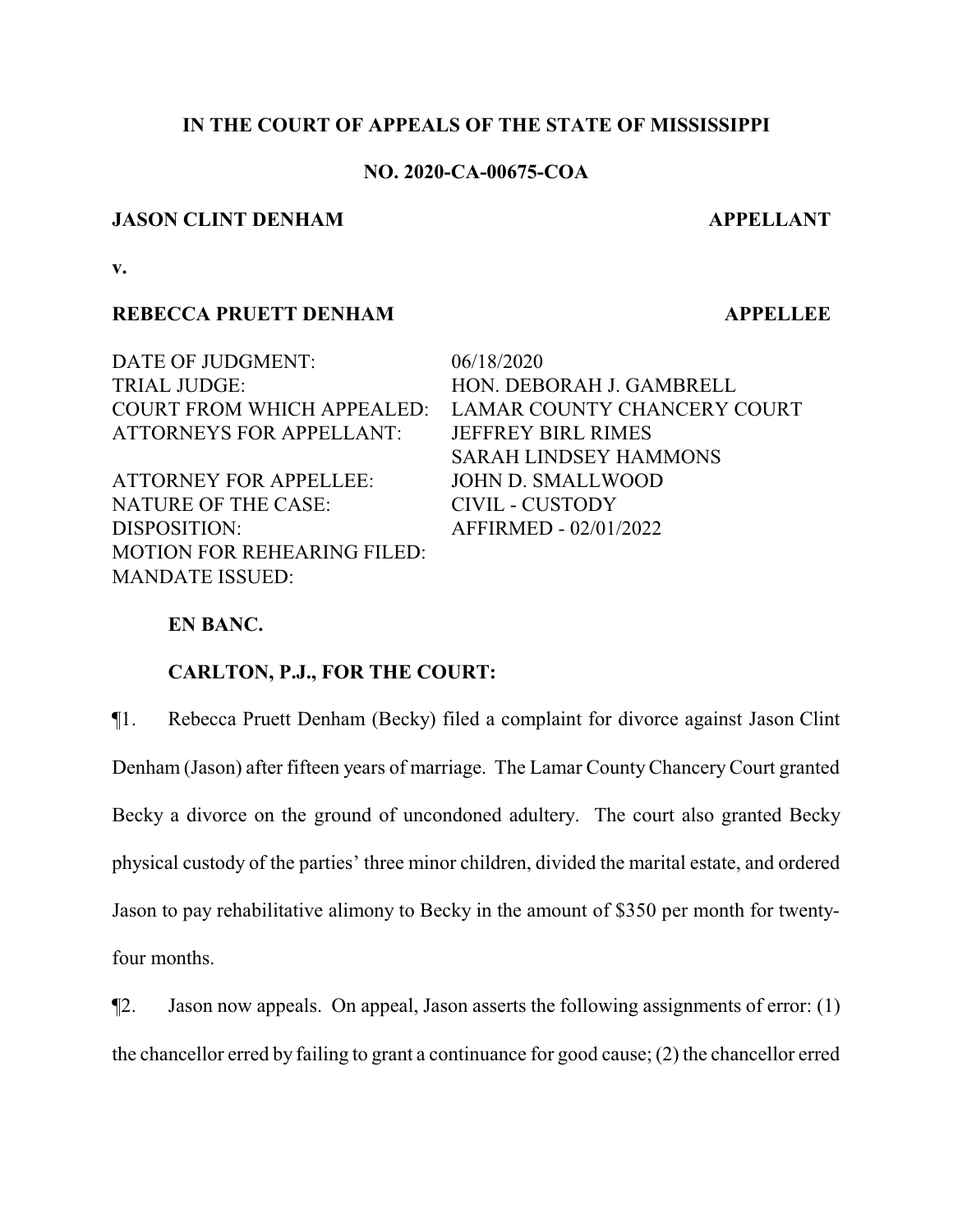**IN THE COURT OF APPEALS OF THE STATE OF MISSISSIPPI**

**NO. 2020-CA-00675-COA**

**JASON CLINT DENHAM** **APPELLANT**

**v.**

**REBECCA PRUETT DENHAM** **APPELLEE**

| | |
|---|---|
| DATE OF JUDGMENT: | 06/18/2020 |
| TRIAL JUDGE: | HON. DEBORAH J. GAMBRELL |
| COURT FROM WHICH APPEALED: | LAMAR COUNTY CHANCERY COURT |
| ATTORNEYS FOR APPELLANT: | JEFFREY BIRL RIMES<br>SARAH LINDSEY HAMMONS |
| ATTORNEY FOR APPELLEE: | JOHN D. SMALLWOOD |
| NATURE OF THE CASE: | CIVIL - CUSTODY |
| DISPOSITION: | AFFIRMED - 02/01/2022 |
| MOTION FOR REHEARING FILED: | |
| MANDATE ISSUED: | |

**EN BANC.**

**CARLTON, P.J., FOR THE COURT:**

¶1. Rebecca Pruett Denham (Becky) filed a complaint for divorce against Jason Clint Denham (Jason) after fifteen years of marriage. The Lamar County Chancery Court granted Becky a divorce on the ground of uncondoned adultery. The court also granted Becky physical custody of the parties' three minor children, divided the marital estate, and ordered Jason to pay rehabilitative alimony to Becky in the amount of $350 per month for twenty-four months.

¶2. Jason now appeals. On appeal, Jason asserts the following assignments of error: (1) the chancellor erred by failing to grant a continuance for good cause; (2) the chancellor erred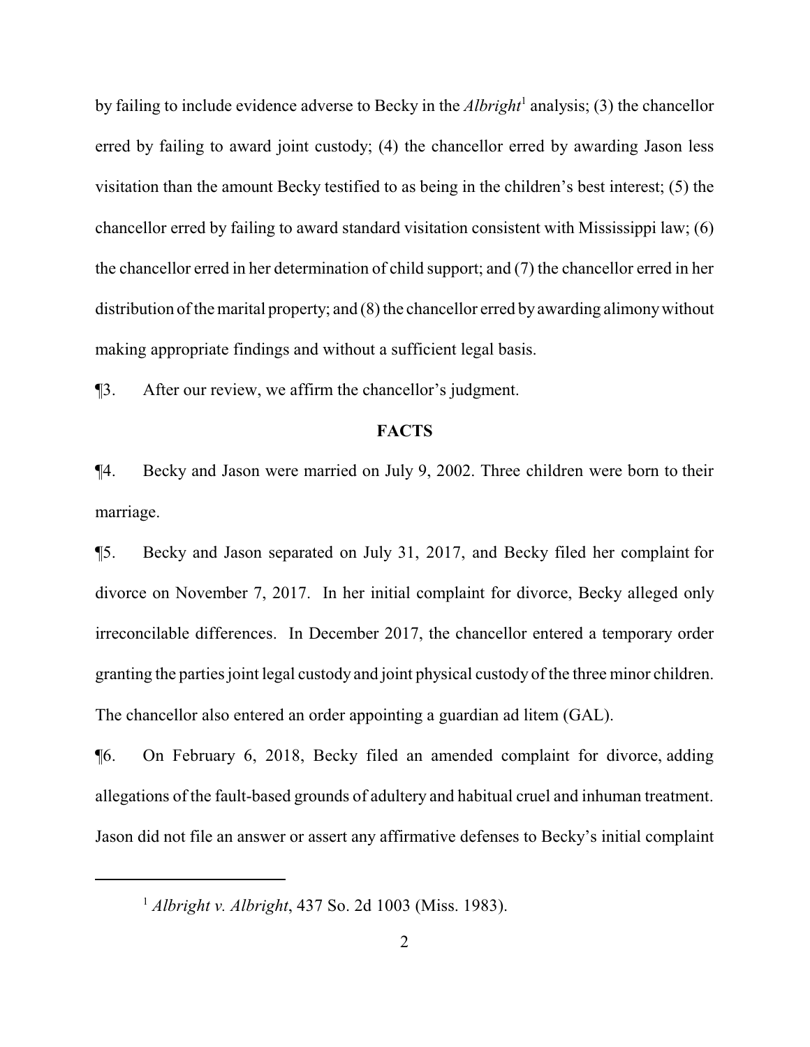by failing to include evidence adverse to Becky in the *Albright*[1] analysis; (3) the chancellor erred by failing to award joint custody; (4) the chancellor erred by awarding Jason less visitation than the amount Becky testified to as being in the children's best interest; (5) the chancellor erred by failing to award standard visitation consistent with Mississippi law; (6) the chancellor erred in her determination of child support; and (7) the chancellor erred in her distribution of the marital property; and (8) the chancellor erred by awarding alimony without making appropriate findings and without a sufficient legal basis.

¶3. After our review, we affirm the chancellor's judgment.

## FACTS

¶4. Becky and Jason were married on July 9, 2002. Three children were born to their marriage.

¶5. Becky and Jason separated on July 31, 2017, and Becky filed her complaint for divorce on November 7, 2017. In her initial complaint for divorce, Becky alleged only irreconcilable differences. In December 2017, the chancellor entered a temporary order granting the parties joint legal custody and joint physical custody of the three minor children. The chancellor also entered an order appointing a guardian ad litem (GAL).

¶6. On February 6, 2018, Becky filed an amended complaint for divorce, adding allegations of the fault-based grounds of adultery and habitual cruel and inhuman treatment. Jason did not file an answer or assert any affirmative defenses to Becky's initial complaint

---

[1] *Albright v. Albright*, 437 So. 2d 1003 (Miss. 1983).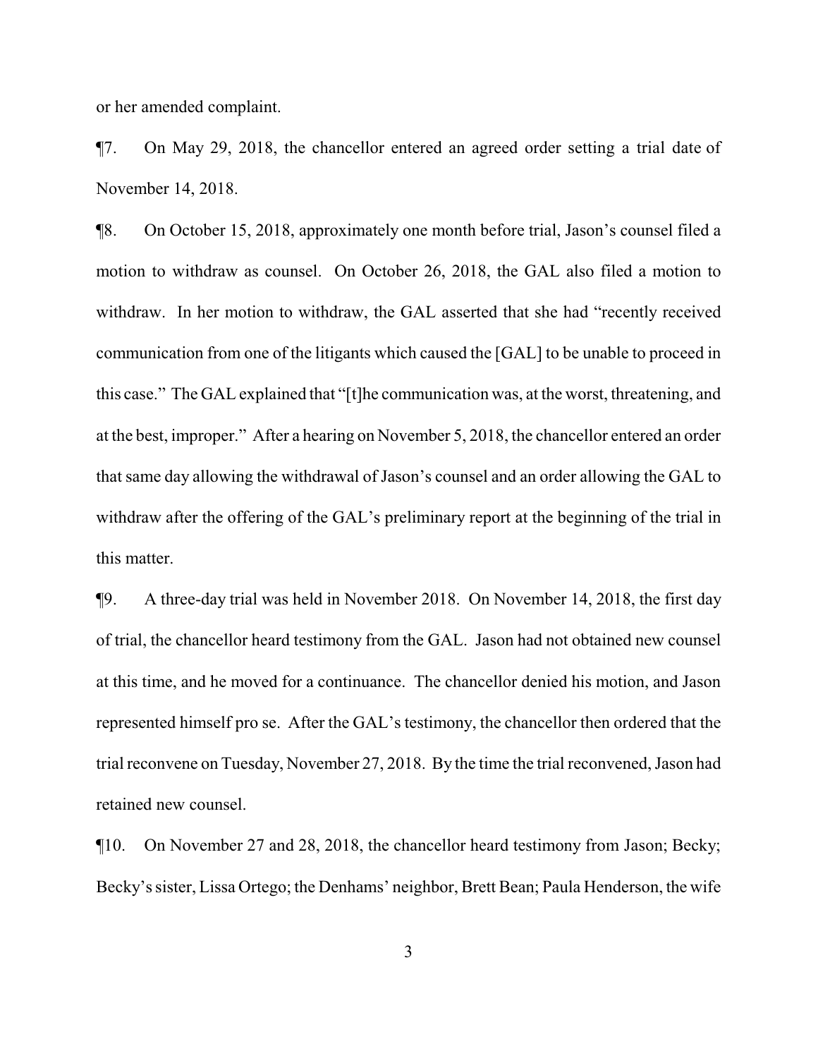or her amended complaint.

¶7. On May 29, 2018, the chancellor entered an agreed order setting a trial date of November 14, 2018.

¶8. On October 15, 2018, approximately one month before trial, Jason's counsel filed a motion to withdraw as counsel. On October 26, 2018, the GAL also filed a motion to withdraw. In her motion to withdraw, the GAL asserted that she had "recently received communication from one of the litigants which caused the [GAL] to be unable to proceed in this case." The GAL explained that "[t]he communication was, at the worst, threatening, and at the best, improper." After a hearing on November 5, 2018, the chancellor entered an order that same day allowing the withdrawal of Jason's counsel and an order allowing the GAL to withdraw after the offering of the GAL's preliminary report at the beginning of the trial in this matter.

¶9. A three-day trial was held in November 2018. On November 14, 2018, the first day of trial, the chancellor heard testimony from the GAL. Jason had not obtained new counsel at this time, and he moved for a continuance. The chancellor denied his motion, and Jason represented himself pro se. After the GAL's testimony, the chancellor then ordered that the trial reconvene on Tuesday, November 27, 2018. By the time the trial reconvened, Jason had retained new counsel.

¶10. On November 27 and 28, 2018, the chancellor heard testimony from Jason; Becky; Becky's sister, Lissa Ortego; the Denhams' neighbor, Brett Bean; Paula Henderson, the wife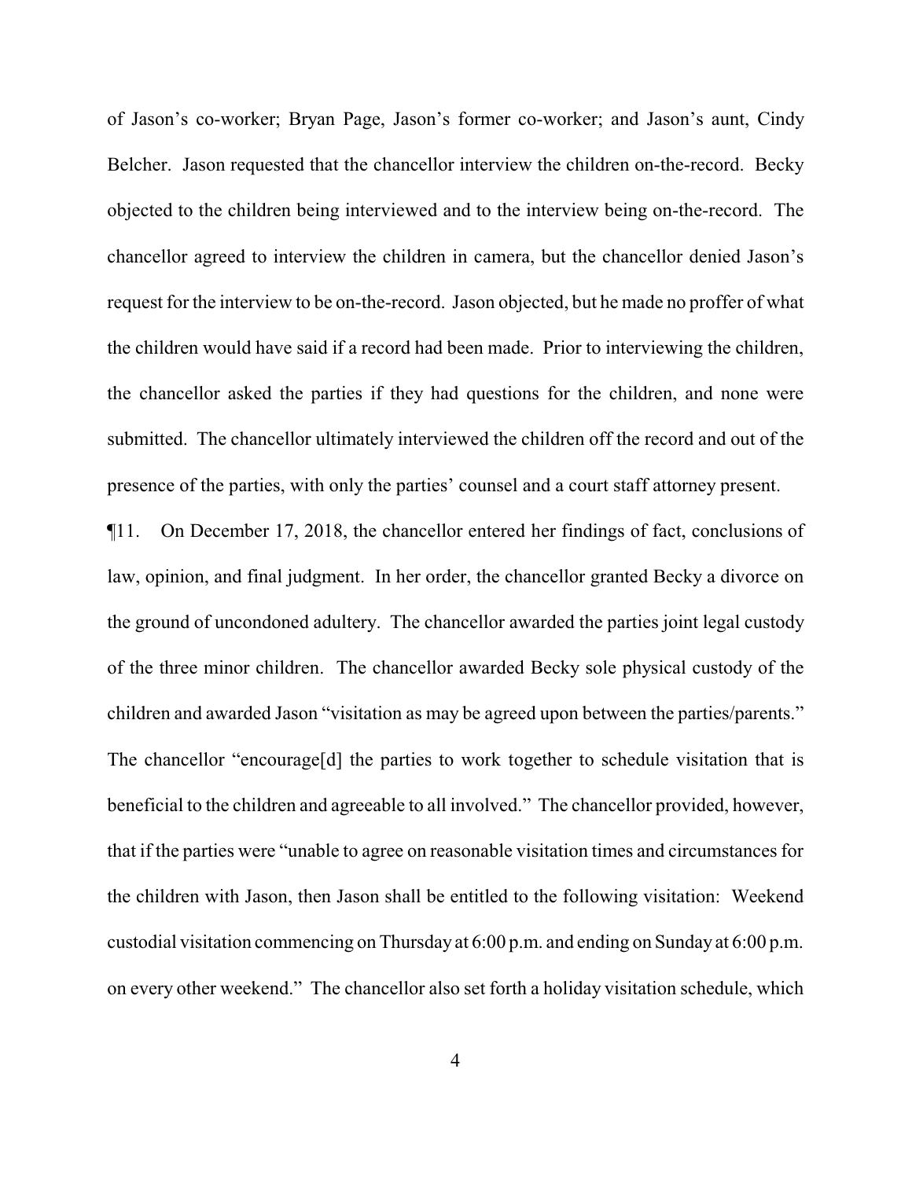of Jason's co-worker; Bryan Page, Jason's former co-worker; and Jason's aunt, Cindy Belcher. Jason requested that the chancellor interview the children on-the-record. Becky objected to the children being interviewed and to the interview being on-the-record. The chancellor agreed to interview the children in camera, but the chancellor denied Jason's request for the interview to be on-the-record. Jason objected, but he made no proffer of what the children would have said if a record had been made. Prior to interviewing the children, the chancellor asked the parties if they had questions for the children, and none were submitted. The chancellor ultimately interviewed the children off the record and out of the presence of the parties, with only the parties' counsel and a court staff attorney present.

¶11. On December 17, 2018, the chancellor entered her findings of fact, conclusions of law, opinion, and final judgment. In her order, the chancellor granted Becky a divorce on the ground of uncondoned adultery. The chancellor awarded the parties joint legal custody of the three minor children. The chancellor awarded Becky sole physical custody of the children and awarded Jason "visitation as may be agreed upon between the parties/parents." The chancellor "encourage[d] the parties to work together to schedule visitation that is beneficial to the children and agreeable to all involved." The chancellor provided, however, that if the parties were "unable to agree on reasonable visitation times and circumstances for the children with Jason, then Jason shall be entitled to the following visitation: Weekend custodial visitation commencing on Thursday at 6:00 p.m. and ending on Sunday at 6:00 p.m. on every other weekend." The chancellor also set forth a holiday visitation schedule, which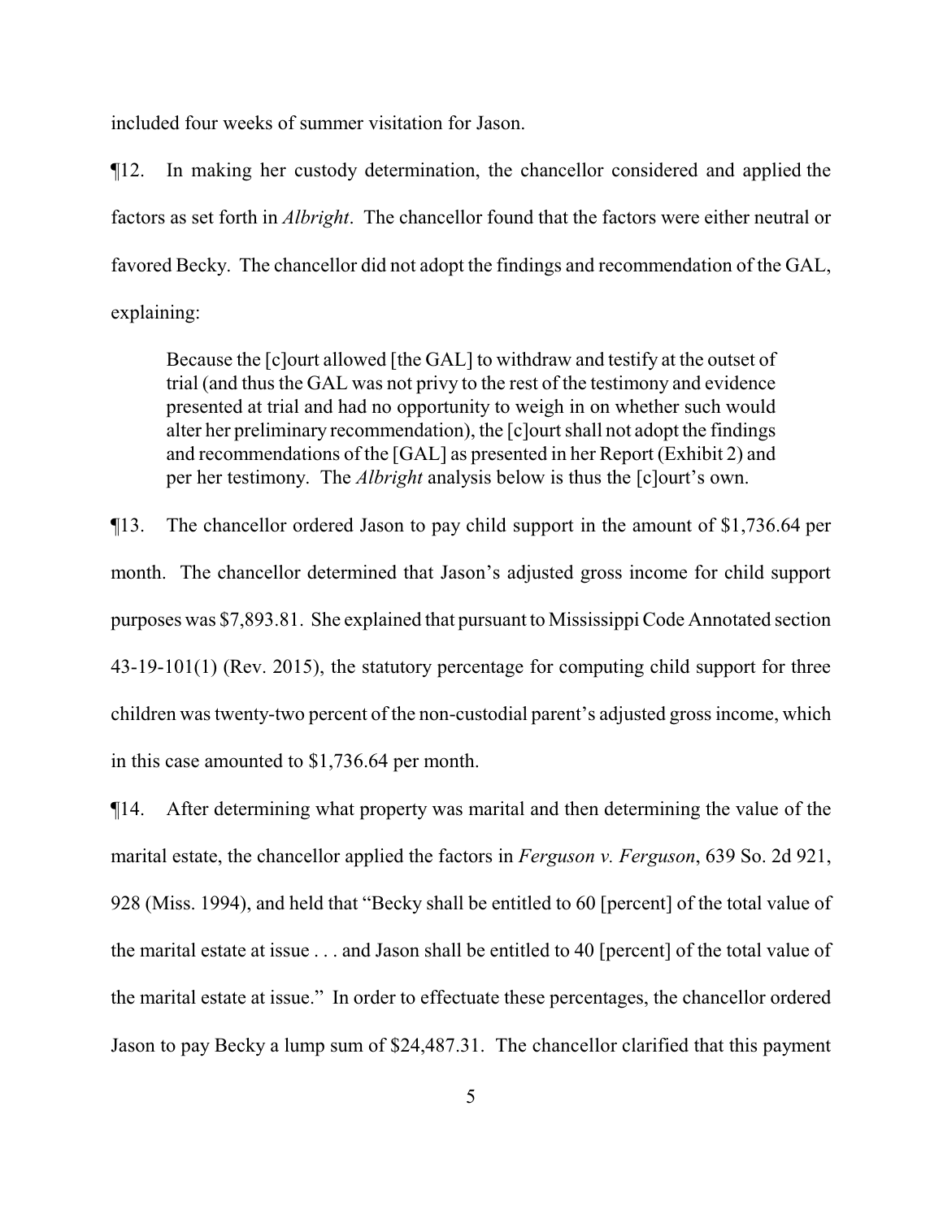included four weeks of summer visitation for Jason.

¶12. In making her custody determination, the chancellor considered and applied the factors as set forth in *Albright*. The chancellor found that the factors were either neutral or favored Becky. The chancellor did not adopt the findings and recommendation of the GAL, explaining:

> Because the [c]ourt allowed [the GAL] to withdraw and testify at the outset of trial (and thus the GAL was not privy to the rest of the testimony and evidence presented at trial and had no opportunity to weigh in on whether such would alter her preliminary recommendation), the [c]ourt shall not adopt the findings and recommendations of the [GAL] as presented in her Report (Exhibit 2) and per her testimony. The *Albright* analysis below is thus the [c]ourt's own.

¶13. The chancellor ordered Jason to pay child support in the amount of $1,736.64 per month. The chancellor determined that Jason's adjusted gross income for child support purposes was $7,893.81. She explained that pursuant to Mississippi Code Annotated section 43-19-101(1) (Rev. 2015), the statutory percentage for computing child support for three children was twenty-two percent of the non-custodial parent's adjusted gross income, which in this case amounted to $1,736.64 per month.

¶14. After determining what property was marital and then determining the value of the marital estate, the chancellor applied the factors in *Ferguson v. Ferguson*, 639 So. 2d 921, 928 (Miss. 1994), and held that "Becky shall be entitled to 60 [percent] of the total value of the marital estate at issue . . . and Jason shall be entitled to 40 [percent] of the total value of the marital estate at issue." In order to effectuate these percentages, the chancellor ordered Jason to pay Becky a lump sum of $24,487.31. The chancellor clarified that this payment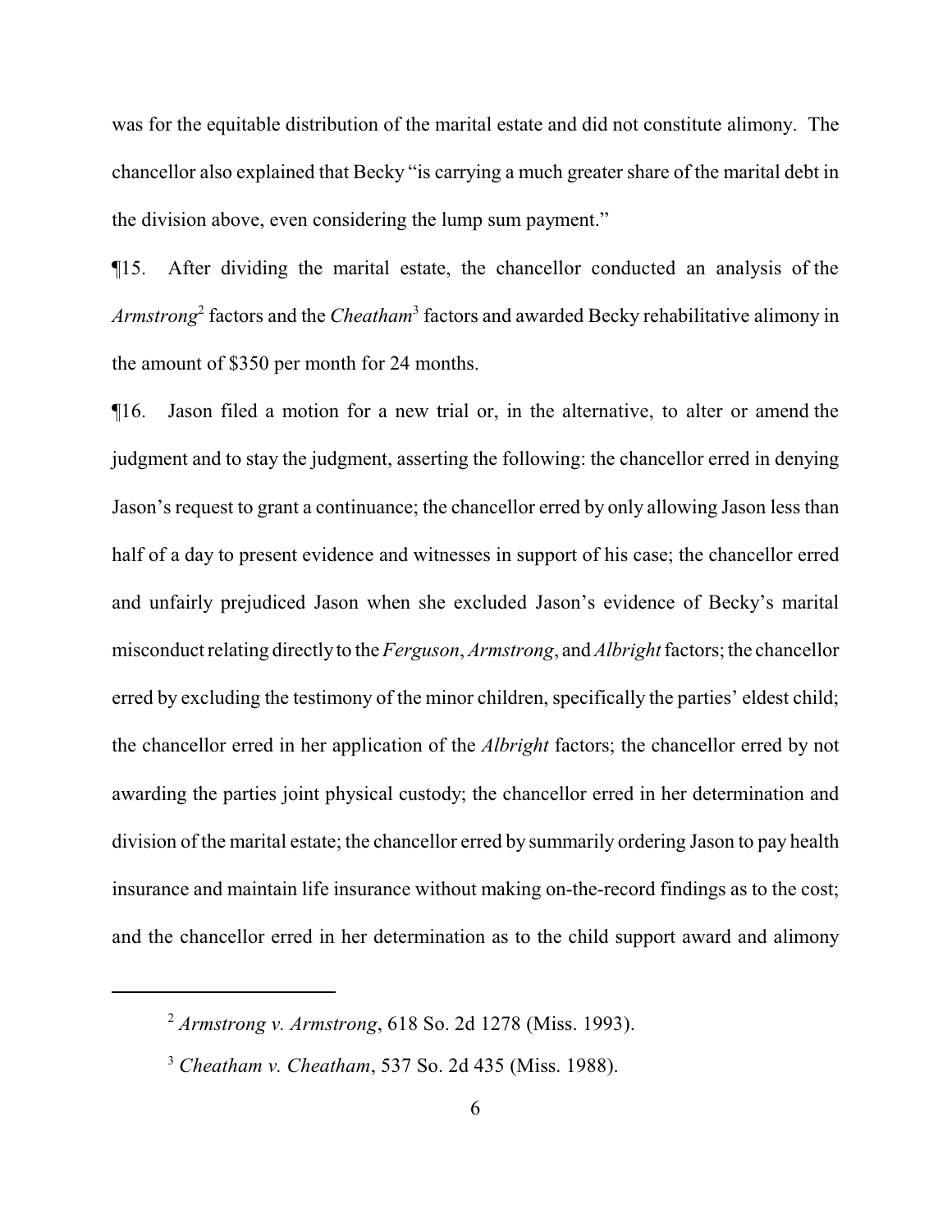was for the equitable distribution of the marital estate and did not constitute alimony. The chancellor also explained that Becky "is carrying a much greater share of the marital debt in the division above, even considering the lump sum payment."

¶15. After dividing the marital estate, the chancellor conducted an analysis of the *Armstrong*[2] factors and the *Cheatham*[3] factors and awarded Becky rehabilitative alimony in the amount of $350 per month for 24 months.

¶16. Jason filed a motion for a new trial or, in the alternative, to alter or amend the judgment and to stay the judgment, asserting the following: the chancellor erred in denying Jason's request to grant a continuance; the chancellor erred by only allowing Jason less than half of a day to present evidence and witnesses in support of his case; the chancellor erred and unfairly prejudiced Jason when she excluded Jason's evidence of Becky's marital misconduct relating directly to the *Ferguson*, *Armstrong*, and *Albright* factors; the chancellor erred by excluding the testimony of the minor children, specifically the parties' eldest child; the chancellor erred in her application of the *Albright* factors; the chancellor erred by not awarding the parties joint physical custody; the chancellor erred in her determination and division of the marital estate; the chancellor erred by summarily ordering Jason to pay health insurance and maintain life insurance without making on-the-record findings as to the cost; and the chancellor erred in her determination as to the child support award and alimony

---

[2] *Armstrong v. Armstrong*, 618 So. 2d 1278 (Miss. 1993).

[3] *Cheatham v. Cheatham*, 537 So. 2d 435 (Miss. 1988).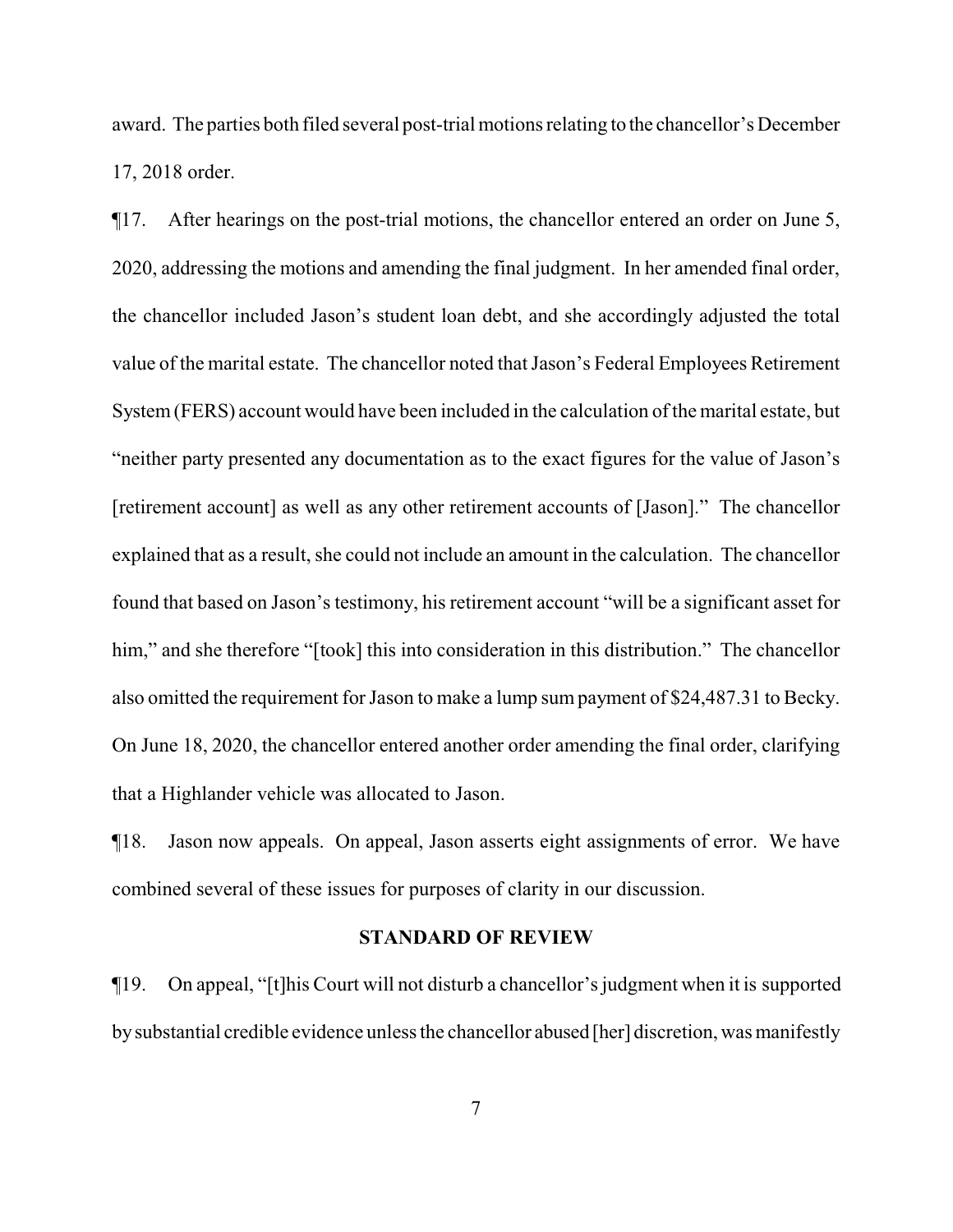award. The parties both filed several post-trial motions relating to the chancellor's December 17, 2018 order.

¶17. After hearings on the post-trial motions, the chancellor entered an order on June 5, 2020, addressing the motions and amending the final judgment. In her amended final order, the chancellor included Jason's student loan debt, and she accordingly adjusted the total value of the marital estate. The chancellor noted that Jason's Federal Employees Retirement System (FERS) account would have been included in the calculation of the marital estate, but "neither party presented any documentation as to the exact figures for the value of Jason's [retirement account] as well as any other retirement accounts of [Jason]." The chancellor explained that as a result, she could not include an amount in the calculation. The chancellor found that based on Jason's testimony, his retirement account "will be a significant asset for him," and she therefore "[took] this into consideration in this distribution." The chancellor also omitted the requirement for Jason to make a lump sum payment of $24,487.31 to Becky. On June 18, 2020, the chancellor entered another order amending the final order, clarifying that a Highlander vehicle was allocated to Jason.

¶18. Jason now appeals. On appeal, Jason asserts eight assignments of error. We have combined several of these issues for purposes of clarity in our discussion.

## STANDARD OF REVIEW

¶19. On appeal, "[t]his Court will not disturb a chancellor's judgment when it is supported by substantial credible evidence unless the chancellor abused [her] discretion, was manifestly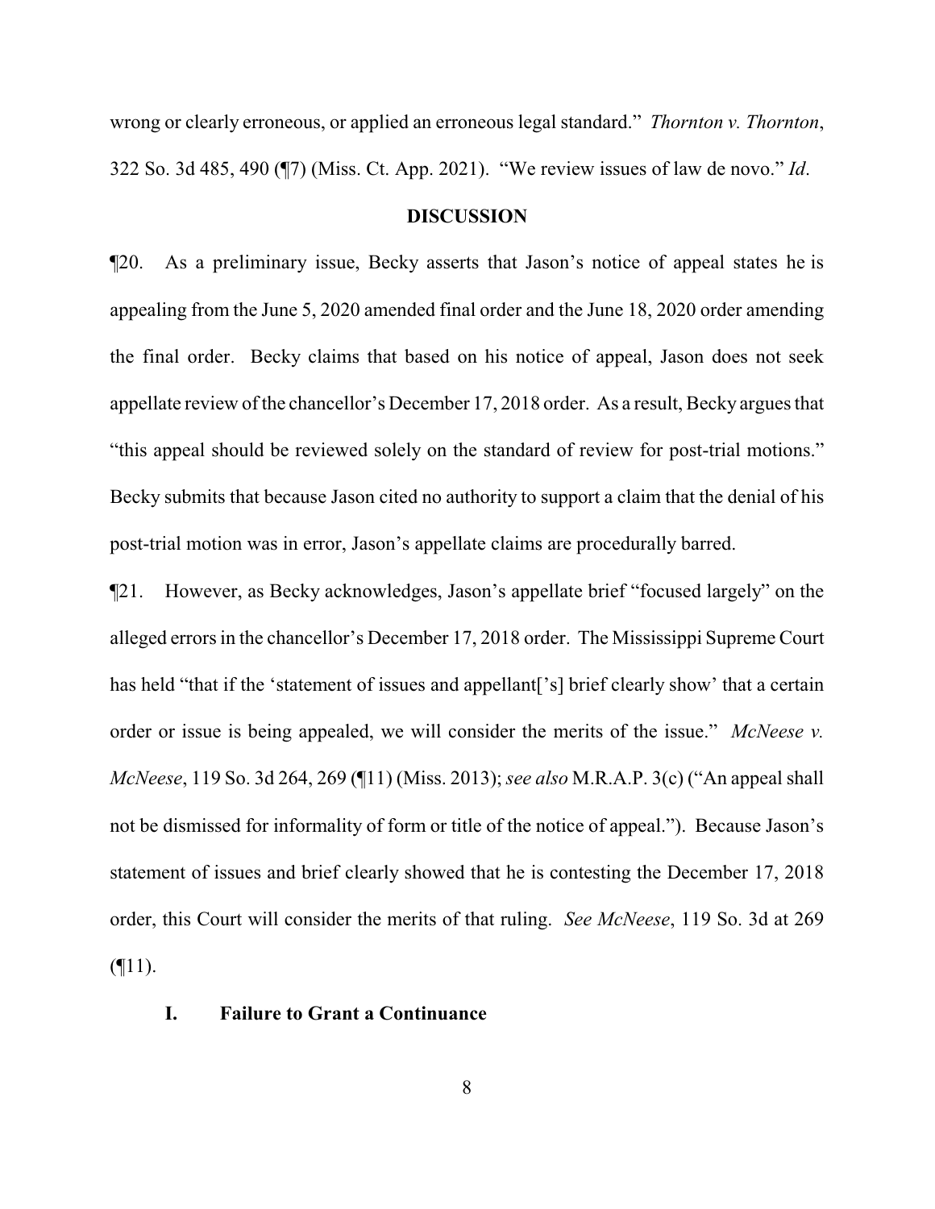wrong or clearly erroneous, or applied an erroneous legal standard." *Thornton v. Thornton*, 322 So. 3d 485, 490 (¶7) (Miss. Ct. App. 2021). "We review issues of law de novo." *Id*.

## DISCUSSION

¶20. As a preliminary issue, Becky asserts that Jason's notice of appeal states he is appealing from the June 5, 2020 amended final order and the June 18, 2020 order amending the final order. Becky claims that based on his notice of appeal, Jason does not seek appellate review of the chancellor's December 17, 2018 order. As a result, Becky argues that "this appeal should be reviewed solely on the standard of review for post-trial motions." Becky submits that because Jason cited no authority to support a claim that the denial of his post-trial motion was in error, Jason's appellate claims are procedurally barred.

¶21. However, as Becky acknowledges, Jason's appellate brief "focused largely" on the alleged errors in the chancellor's December 17, 2018 order. The Mississippi Supreme Court has held "that if the 'statement of issues and appellant['s] brief clearly show' that a certain order or issue is being appealed, we will consider the merits of the issue." *McNeese v. McNeese*, 119 So. 3d 264, 269 (¶11) (Miss. 2013); *see also* M.R.A.P. 3(c) ("An appeal shall not be dismissed for informality of form or title of the notice of appeal."). Because Jason's statement of issues and brief clearly showed that he is contesting the December 17, 2018 order, this Court will consider the merits of that ruling. *See McNeese*, 119 So. 3d at 269 (¶11).

### I. Failure to Grant a Continuance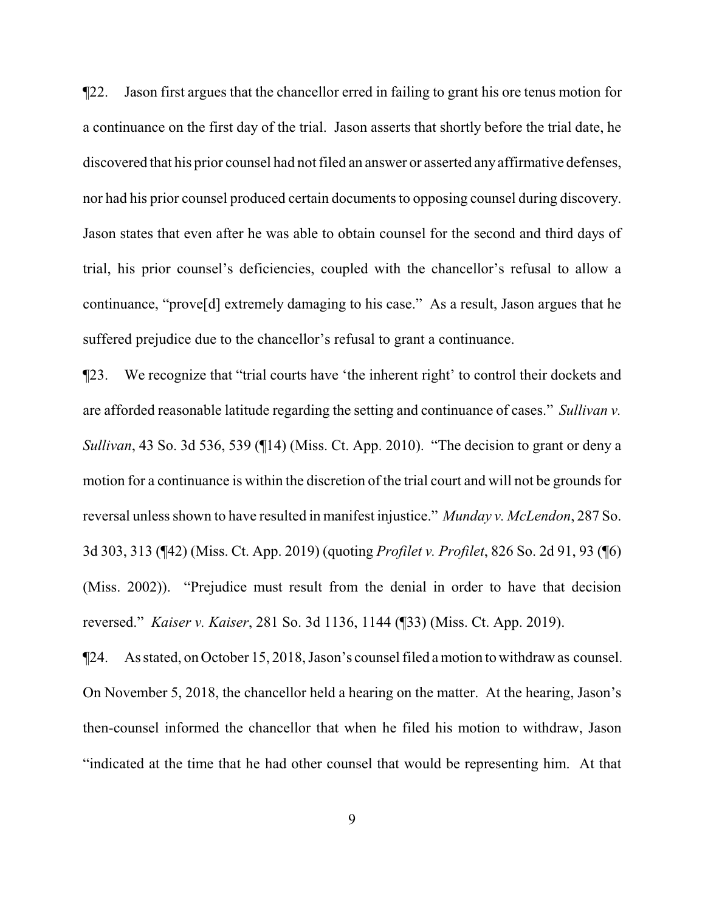¶22. Jason first argues that the chancellor erred in failing to grant his ore tenus motion for a continuance on the first day of the trial. Jason asserts that shortly before the trial date, he discovered that his prior counsel had not filed an answer or asserted any affirmative defenses, nor had his prior counsel produced certain documents to opposing counsel during discovery. Jason states that even after he was able to obtain counsel for the second and third days of trial, his prior counsel's deficiencies, coupled with the chancellor's refusal to allow a continuance, "prove[d] extremely damaging to his case." As a result, Jason argues that he suffered prejudice due to the chancellor's refusal to grant a continuance.

¶23. We recognize that "trial courts have 'the inherent right' to control their dockets and are afforded reasonable latitude regarding the setting and continuance of cases." *Sullivan v. Sullivan*, 43 So. 3d 536, 539 (¶14) (Miss. Ct. App. 2010). "The decision to grant or deny a motion for a continuance is within the discretion of the trial court and will not be grounds for reversal unless shown to have resulted in manifest injustice." *Munday v. McLendon*, 287 So. 3d 303, 313 (¶42) (Miss. Ct. App. 2019) (quoting *Profilet v. Profilet*, 826 So. 2d 91, 93 (¶6) (Miss. 2002)). "Prejudice must result from the denial in order to have that decision reversed." *Kaiser v. Kaiser*, 281 So. 3d 1136, 1144 (¶33) (Miss. Ct. App. 2019).

¶24. As stated, on October 15, 2018, Jason's counsel filed a motion to withdraw as counsel. On November 5, 2018, the chancellor held a hearing on the matter. At the hearing, Jason's then-counsel informed the chancellor that when he filed his motion to withdraw, Jason "indicated at the time that he had other counsel that would be representing him. At that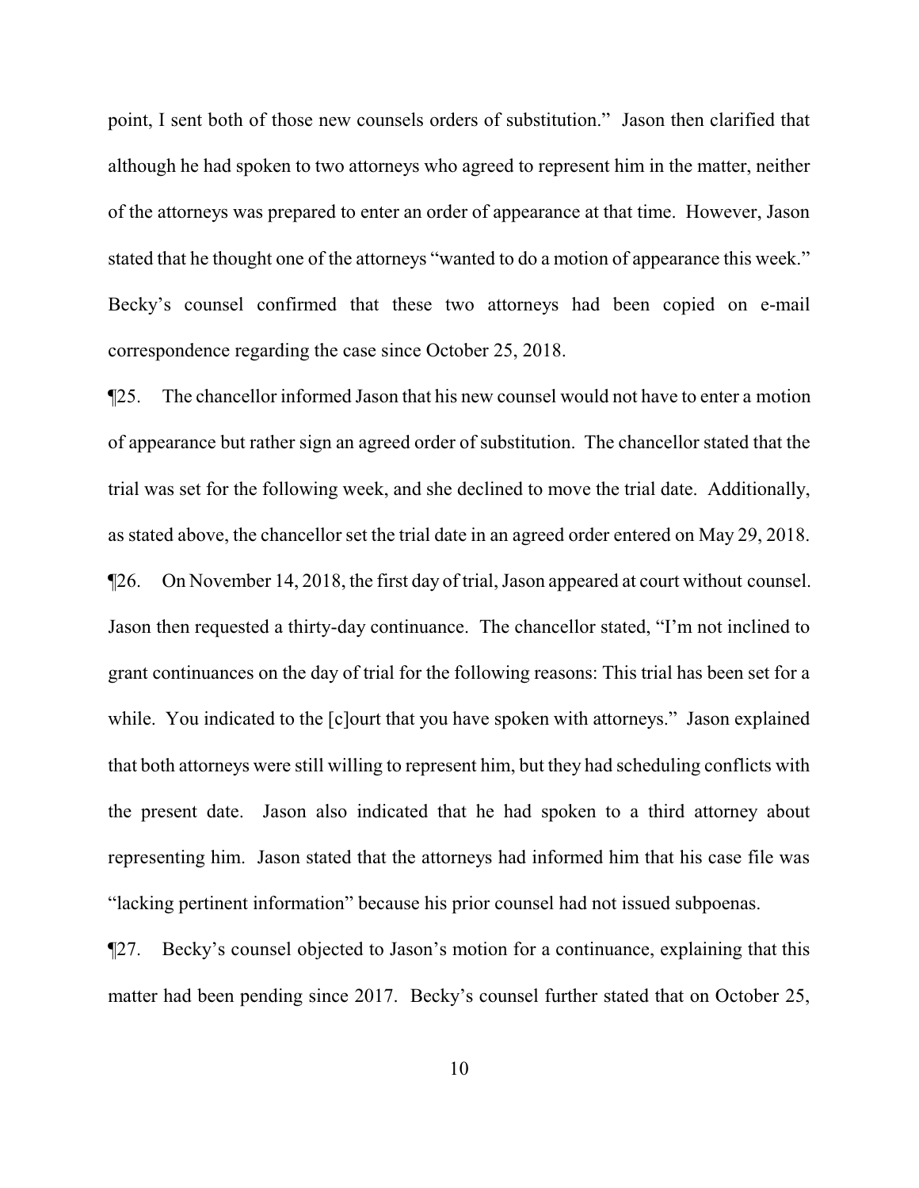point, I sent both of those new counsels orders of substitution." Jason then clarified that although he had spoken to two attorneys who agreed to represent him in the matter, neither of the attorneys was prepared to enter an order of appearance at that time. However, Jason stated that he thought one of the attorneys "wanted to do a motion of appearance this week." Becky's counsel confirmed that these two attorneys had been copied on e-mail correspondence regarding the case since October 25, 2018.

¶25. The chancellor informed Jason that his new counsel would not have to enter a motion of appearance but rather sign an agreed order of substitution. The chancellor stated that the trial was set for the following week, and she declined to move the trial date. Additionally, as stated above, the chancellor set the trial date in an agreed order entered on May 29, 2018.

¶26. On November 14, 2018, the first day of trial, Jason appeared at court without counsel. Jason then requested a thirty-day continuance. The chancellor stated, "I'm not inclined to grant continuances on the day of trial for the following reasons: This trial has been set for a while. You indicated to the [c]ourt that you have spoken with attorneys." Jason explained that both attorneys were still willing to represent him, but they had scheduling conflicts with the present date. Jason also indicated that he had spoken to a third attorney about representing him. Jason stated that the attorneys had informed him that his case file was "lacking pertinent information" because his prior counsel had not issued subpoenas.

¶27. Becky's counsel objected to Jason's motion for a continuance, explaining that this matter had been pending since 2017. Becky's counsel further stated that on October 25,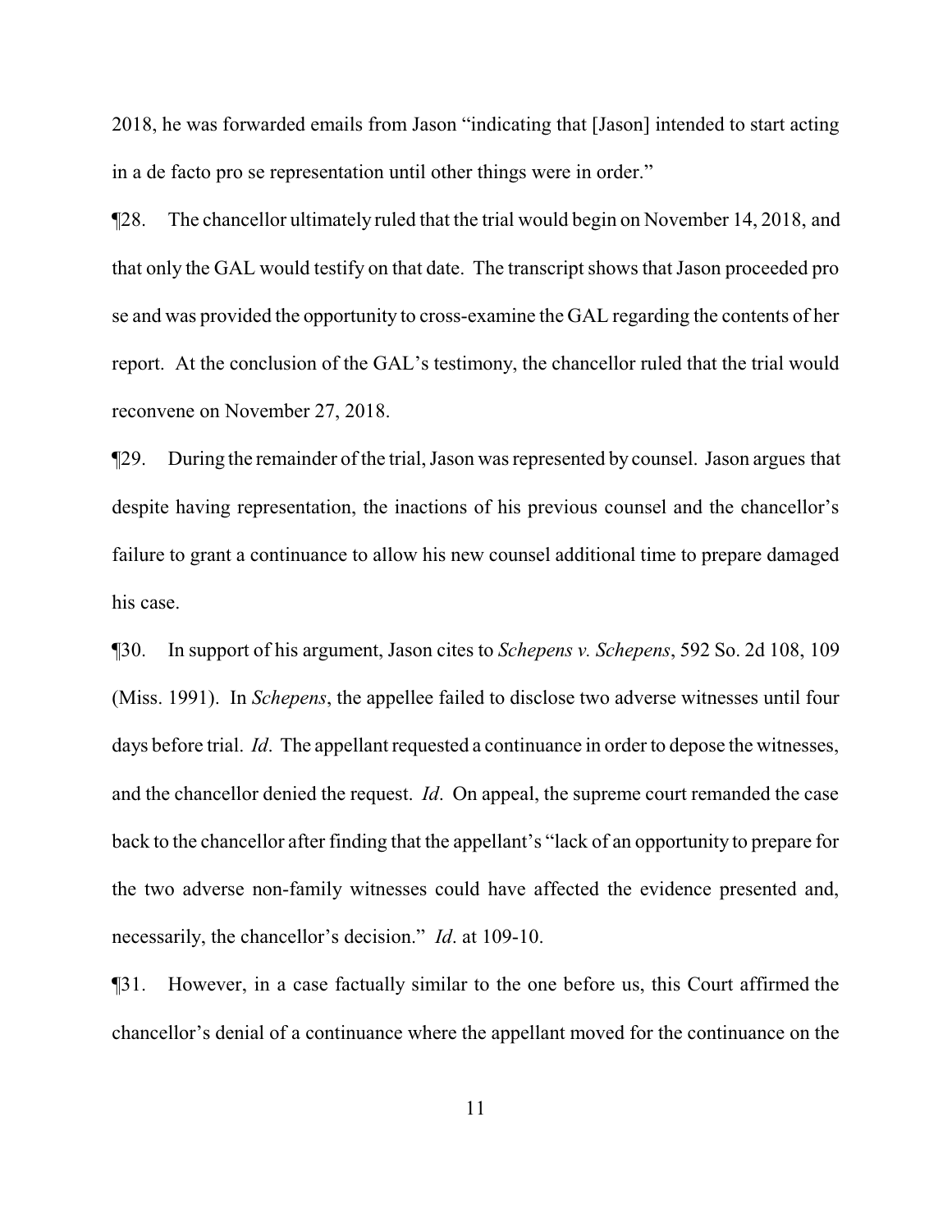2018, he was forwarded emails from Jason "indicating that [Jason] intended to start acting in a de facto pro se representation until other things were in order."

¶28. The chancellor ultimately ruled that the trial would begin on November 14, 2018, and that only the GAL would testify on that date. The transcript shows that Jason proceeded pro se and was provided the opportunity to cross-examine the GAL regarding the contents of her report. At the conclusion of the GAL's testimony, the chancellor ruled that the trial would reconvene on November 27, 2018.

¶29. During the remainder of the trial, Jason was represented by counsel. Jason argues that despite having representation, the inactions of his previous counsel and the chancellor's failure to grant a continuance to allow his new counsel additional time to prepare damaged his case.

¶30. In support of his argument, Jason cites to *Schepens v. Schepens*, 592 So. 2d 108, 109 (Miss. 1991). In *Schepens*, the appellee failed to disclose two adverse witnesses until four days before trial. *Id*. The appellant requested a continuance in order to depose the witnesses, and the chancellor denied the request. *Id*. On appeal, the supreme court remanded the case back to the chancellor after finding that the appellant's "lack of an opportunity to prepare for the two adverse non-family witnesses could have affected the evidence presented and, necessarily, the chancellor's decision." *Id*. at 109-10.

¶31. However, in a case factually similar to the one before us, this Court affirmed the chancellor's denial of a continuance where the appellant moved for the continuance on the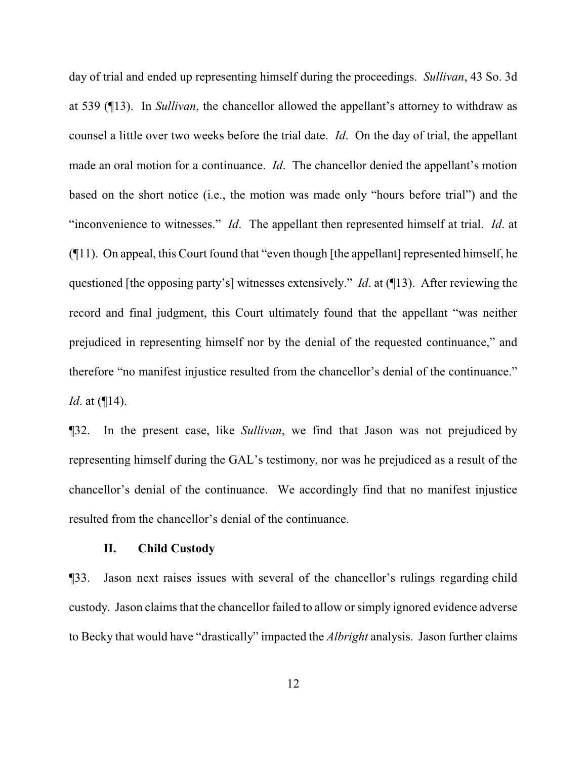day of trial and ended up representing himself during the proceedings. *Sullivan*, 43 So. 3d at 539 (¶13). In *Sullivan*, the chancellor allowed the appellant's attorney to withdraw as counsel a little over two weeks before the trial date. *Id*. On the day of trial, the appellant made an oral motion for a continuance. *Id*. The chancellor denied the appellant's motion based on the short notice (i.e., the motion was made only "hours before trial") and the "inconvenience to witnesses." *Id*. The appellant then represented himself at trial. *Id*. at (¶11). On appeal, this Court found that "even though [the appellant] represented himself, he questioned [the opposing party's] witnesses extensively." *Id*. at (¶13). After reviewing the record and final judgment, this Court ultimately found that the appellant "was neither prejudiced in representing himself nor by the denial of the requested continuance," and therefore "no manifest injustice resulted from the chancellor's denial of the continuance." *Id*. at (¶14).

¶32. In the present case, like *Sullivan*, we find that Jason was not prejudiced by representing himself during the GAL's testimony, nor was he prejudiced as a result of the chancellor's denial of the continuance. We accordingly find that no manifest injustice resulted from the chancellor's denial of the continuance.

## II. Child Custody

¶33. Jason next raises issues with several of the chancellor's rulings regarding child custody. Jason claims that the chancellor failed to allow or simply ignored evidence adverse to Becky that would have "drastically" impacted the *Albright* analysis. Jason further claims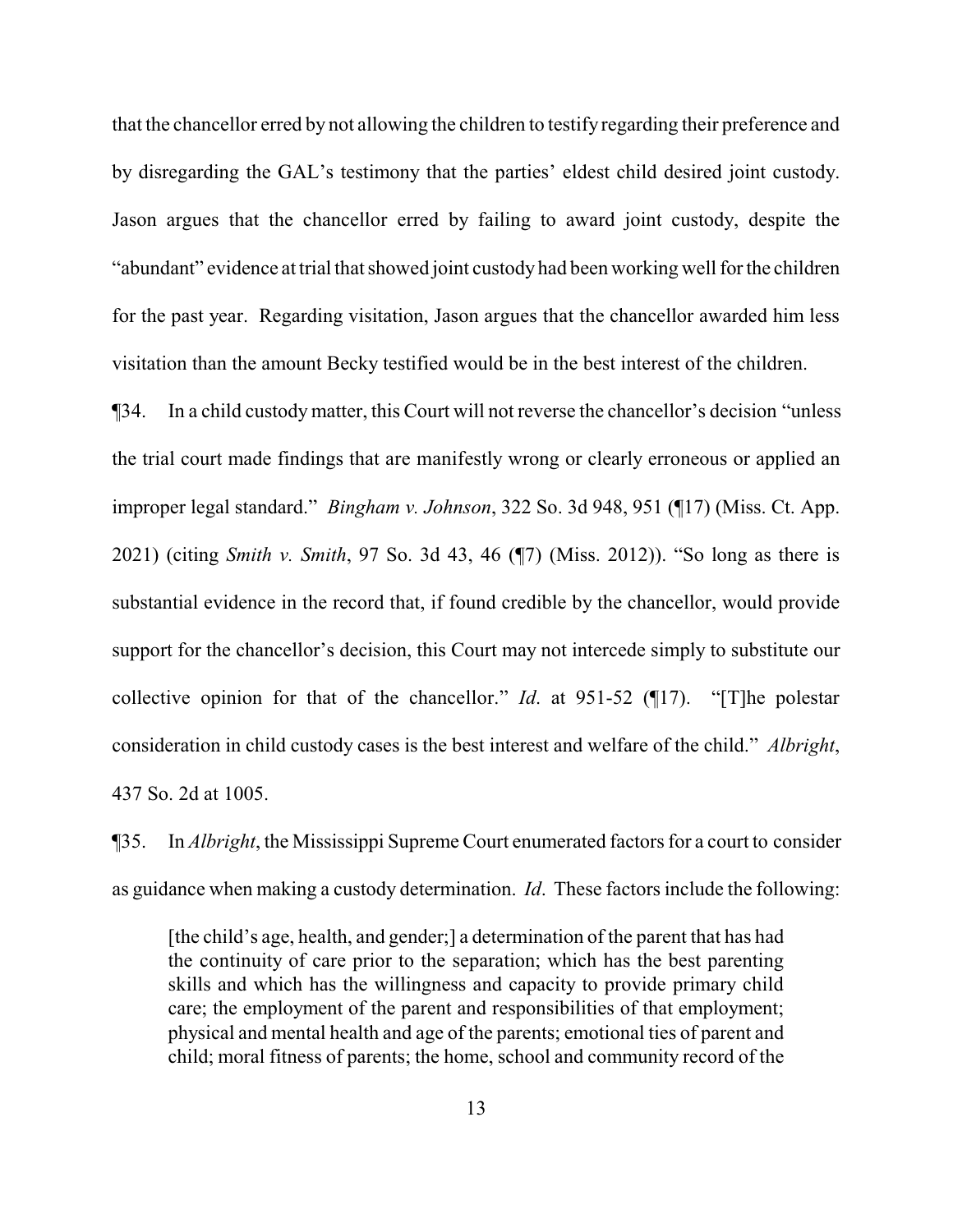that the chancellor erred by not allowing the children to testify regarding their preference and by disregarding the GAL's testimony that the parties' eldest child desired joint custody. Jason argues that the chancellor erred by failing to award joint custody, despite the "abundant" evidence at trial that showed joint custody had been working well for the children for the past year. Regarding visitation, Jason argues that the chancellor awarded him less visitation than the amount Becky testified would be in the best interest of the children.

¶34. In a child custody matter, this Court will not reverse the chancellor's decision "unless the trial court made findings that are manifestly wrong or clearly erroneous or applied an improper legal standard." *Bingham v. Johnson*, 322 So. 3d 948, 951 (¶17) (Miss. Ct. App. 2021) (citing *Smith v. Smith*, 97 So. 3d 43, 46 (¶7) (Miss. 2012)). "So long as there is substantial evidence in the record that, if found credible by the chancellor, would provide support for the chancellor's decision, this Court may not intercede simply to substitute our collective opinion for that of the chancellor." *Id*. at 951-52 (¶17). "[T]he polestar consideration in child custody cases is the best interest and welfare of the child." *Albright*, 437 So. 2d at 1005.

¶35. In *Albright*, the Mississippi Supreme Court enumerated factors for a court to consider as guidance when making a custody determination. *Id*. These factors include the following:

> [the child's age, health, and gender;] a determination of the parent that has had the continuity of care prior to the separation; which has the best parenting skills and which has the willingness and capacity to provide primary child care; the employment of the parent and responsibilities of that employment; physical and mental health and age of the parents; emotional ties of parent and child; moral fitness of parents; the home, school and community record of the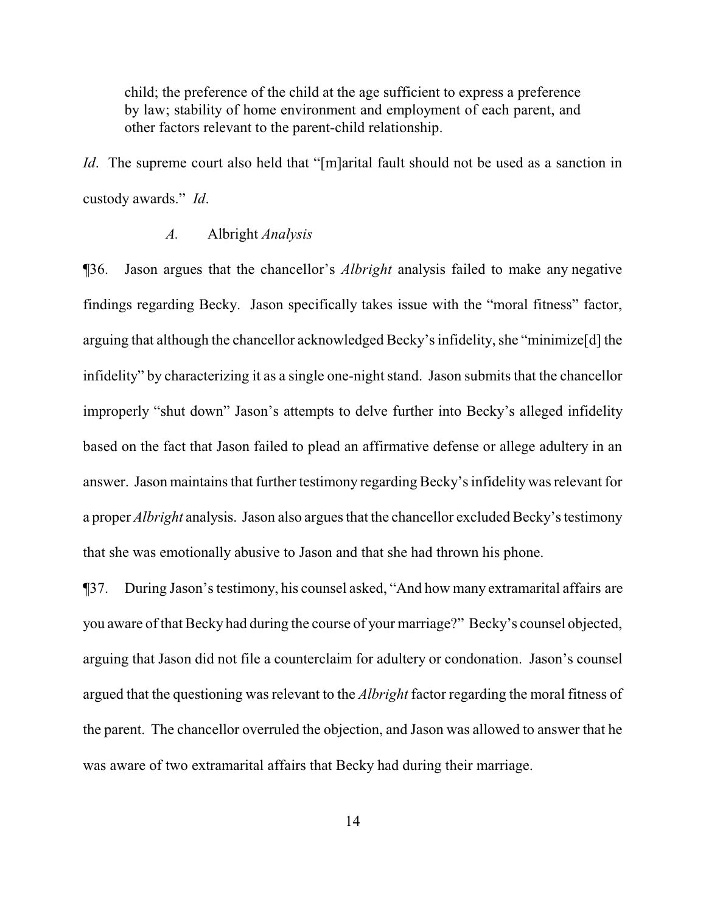> child; the preference of the child at the age sufficient to express a preference by law; stability of home environment and employment of each parent, and other factors relevant to the parent-child relationship.

*Id*. The supreme court also held that "[m]arital fault should not be used as a sanction in custody awards." *Id*.

### *A.* Albright *Analysis*

¶36. Jason argues that the chancellor's *Albright* analysis failed to make any negative findings regarding Becky. Jason specifically takes issue with the "moral fitness" factor, arguing that although the chancellor acknowledged Becky's infidelity, she "minimize[d] the infidelity" by characterizing it as a single one-night stand. Jason submits that the chancellor improperly "shut down" Jason's attempts to delve further into Becky's alleged infidelity based on the fact that Jason failed to plead an affirmative defense or allege adultery in an answer. Jason maintains that further testimony regarding Becky's infidelity was relevant for a proper *Albright* analysis. Jason also argues that the chancellor excluded Becky's testimony that she was emotionally abusive to Jason and that she had thrown his phone.

¶37. During Jason's testimony, his counsel asked, "And how many extramarital affairs are you aware of that Becky had during the course of your marriage?" Becky's counsel objected, arguing that Jason did not file a counterclaim for adultery or condonation. Jason's counsel argued that the questioning was relevant to the *Albright* factor regarding the moral fitness of the parent. The chancellor overruled the objection, and Jason was allowed to answer that he was aware of two extramarital affairs that Becky had during their marriage.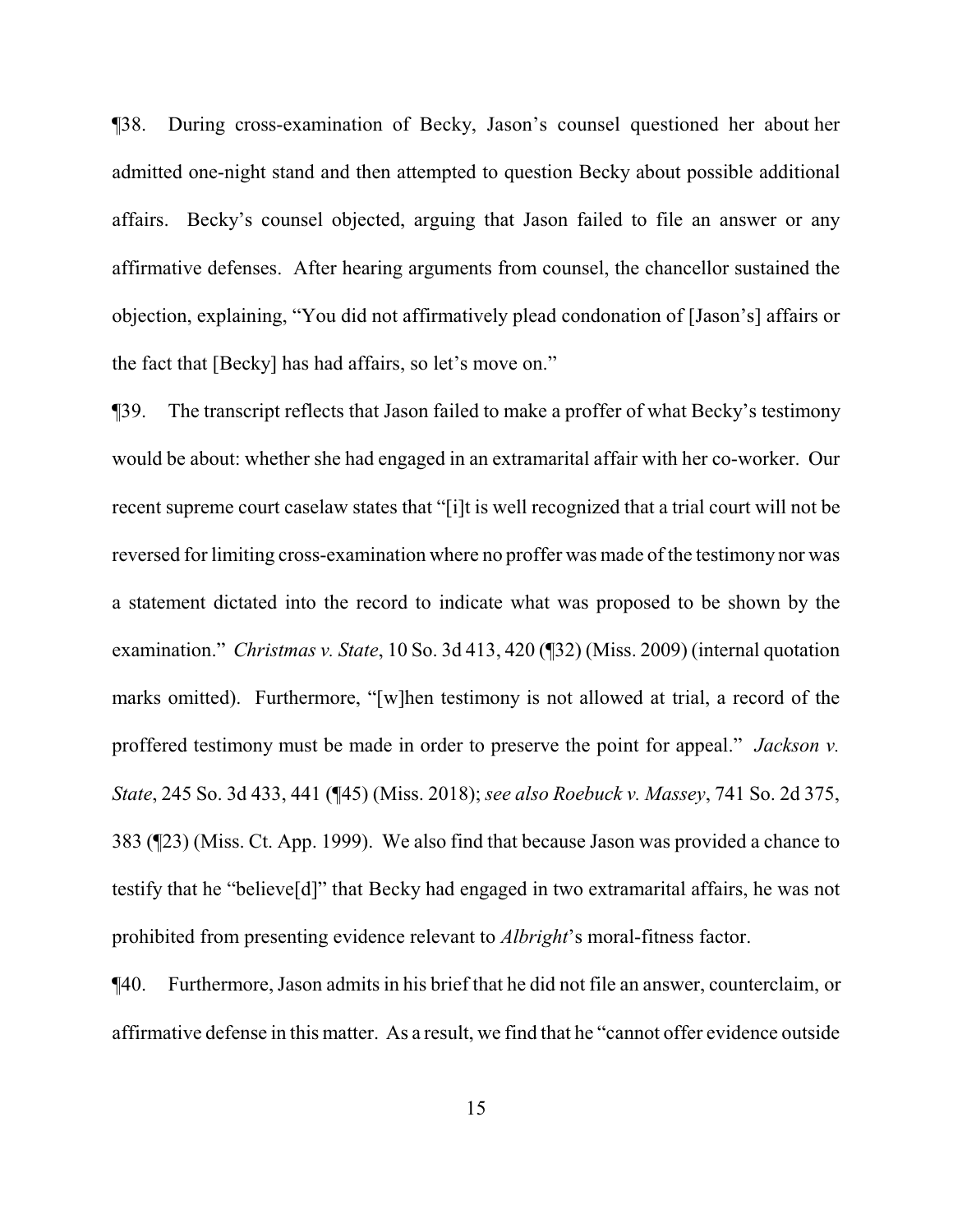¶38. During cross-examination of Becky, Jason's counsel questioned her about her admitted one-night stand and then attempted to question Becky about possible additional affairs. Becky's counsel objected, arguing that Jason failed to file an answer or any affirmative defenses. After hearing arguments from counsel, the chancellor sustained the objection, explaining, "You did not affirmatively plead condonation of [Jason's] affairs or the fact that [Becky] has had affairs, so let's move on."

¶39. The transcript reflects that Jason failed to make a proffer of what Becky's testimony would be about: whether she had engaged in an extramarital affair with her co-worker. Our recent supreme court caselaw states that "[i]t is well recognized that a trial court will not be reversed for limiting cross-examination where no proffer was made of the testimony nor was a statement dictated into the record to indicate what was proposed to be shown by the examination." *Christmas v. State*, 10 So. 3d 413, 420 (¶32) (Miss. 2009) (internal quotation marks omitted). Furthermore, "[w]hen testimony is not allowed at trial, a record of the proffered testimony must be made in order to preserve the point for appeal." *Jackson v. State*, 245 So. 3d 433, 441 (¶45) (Miss. 2018); *see also Roebuck v. Massey*, 741 So. 2d 375, 383 (¶23) (Miss. Ct. App. 1999). We also find that because Jason was provided a chance to testify that he "believe[d]" that Becky had engaged in two extramarital affairs, he was not prohibited from presenting evidence relevant to *Albright*'s moral-fitness factor.

¶40. Furthermore, Jason admits in his brief that he did not file an answer, counterclaim, or affirmative defense in this matter. As a result, we find that he "cannot offer evidence outside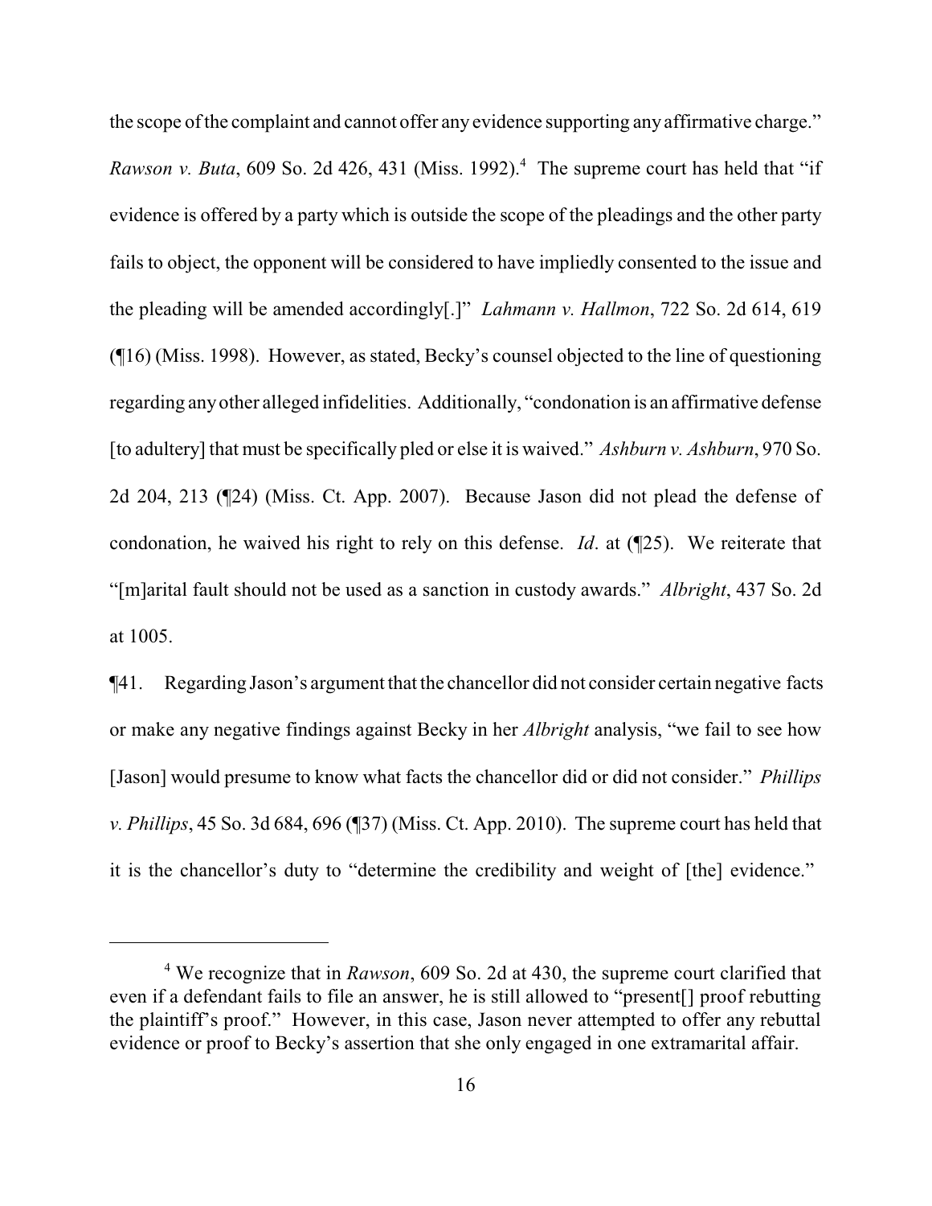the scope of the complaint and cannot offer any evidence supporting any affirmative charge." *Rawson v. Buta*, 609 So. 2d 426, 431 (Miss. 1992).[4] The supreme court has held that "if evidence is offered by a party which is outside the scope of the pleadings and the other party fails to object, the opponent will be considered to have impliedly consented to the issue and the pleading will be amended accordingly[.]" *Lahmann v. Hallmon*, 722 So. 2d 614, 619 (¶16) (Miss. 1998). However, as stated, Becky's counsel objected to the line of questioning regarding any other alleged infidelities. Additionally, "condonation is an affirmative defense [to adultery] that must be specifically pled or else it is waived." *Ashburn v. Ashburn*, 970 So. 2d 204, 213 (¶24) (Miss. Ct. App. 2007). Because Jason did not plead the defense of condonation, he waived his right to rely on this defense. *Id*. at (¶25). We reiterate that "[m]arital fault should not be used as a sanction in custody awards." *Albright*, 437 So. 2d at 1005.

¶41. Regarding Jason's argument that the chancellor did not consider certain negative facts or make any negative findings against Becky in her *Albright* analysis, "we fail to see how [Jason] would presume to know what facts the chancellor did or did not consider." *Phillips v. Phillips*, 45 So. 3d 684, 696 (¶37) (Miss. Ct. App. 2010). The supreme court has held that it is the chancellor's duty to "determine the credibility and weight of [the] evidence."

[4] We recognize that in *Rawson*, 609 So. 2d at 430, the supreme court clarified that even if a defendant fails to file an answer, he is still allowed to "present[] proof rebutting the plaintiff's proof." However, in this case, Jason never attempted to offer any rebuttal evidence or proof to Becky's assertion that she only engaged in one extramarital affair.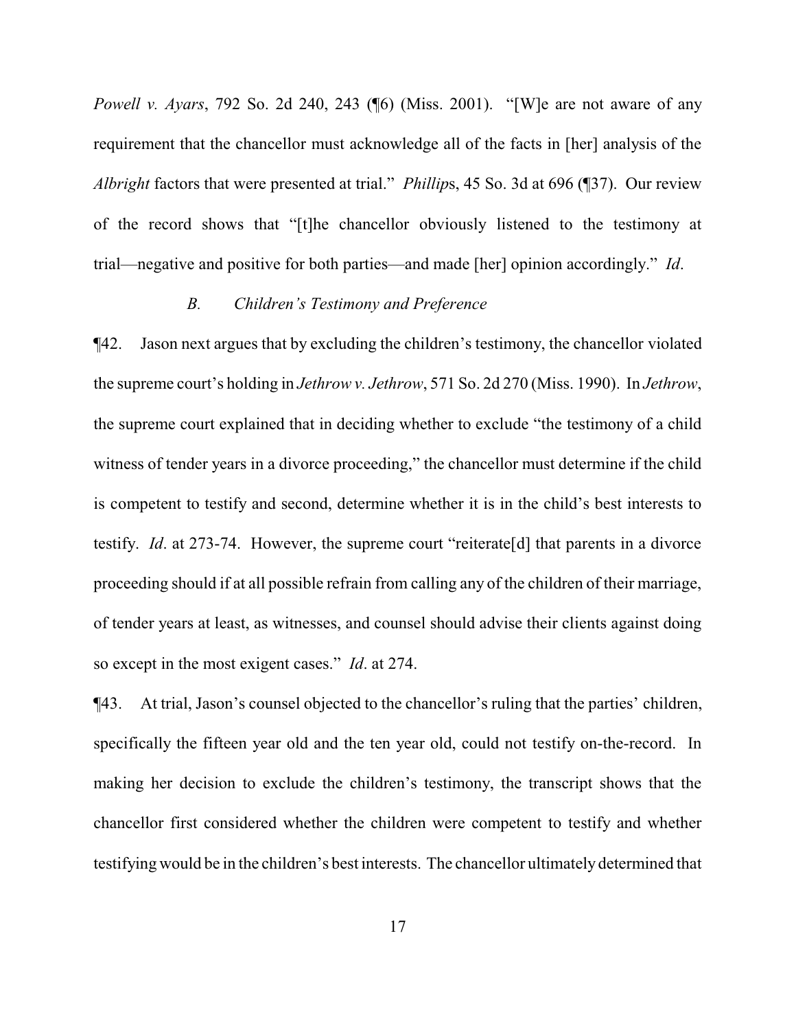*Powell v. Ayars*, 792 So. 2d 240, 243 (¶6) (Miss. 2001). "[W]e are not aware of any requirement that the chancellor must acknowledge all of the facts in [her] analysis of the *Albright* factors that were presented at trial." *Phillips*, 45 So. 3d at 696 (¶37). Our review of the record shows that "[t]he chancellor obviously listened to the testimony at trial—negative and positive for both parties—and made [her] opinion accordingly." *Id*.

### *B. Children's Testimony and Preference*

¶42. Jason next argues that by excluding the children's testimony, the chancellor violated the supreme court's holding in *Jethrow v. Jethrow*, 571 So. 2d 270 (Miss. 1990). In *Jethrow*, the supreme court explained that in deciding whether to exclude "the testimony of a child witness of tender years in a divorce proceeding," the chancellor must determine if the child is competent to testify and second, determine whether it is in the child's best interests to testify. *Id*. at 273-74. However, the supreme court "reiterate[d] that parents in a divorce proceeding should if at all possible refrain from calling any of the children of their marriage, of tender years at least, as witnesses, and counsel should advise their clients against doing so except in the most exigent cases." *Id*. at 274.

¶43. At trial, Jason's counsel objected to the chancellor's ruling that the parties' children, specifically the fifteen year old and the ten year old, could not testify on-the-record. In making her decision to exclude the children's testimony, the transcript shows that the chancellor first considered whether the children were competent to testify and whether testifying would be in the children's best interests. The chancellor ultimately determined that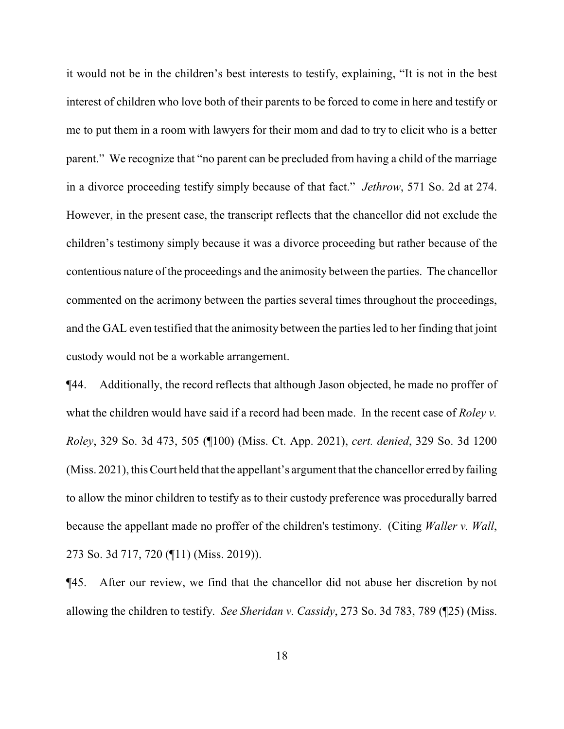it would not be in the children's best interests to testify, explaining, "It is not in the best interest of children who love both of their parents to be forced to come in here and testify or me to put them in a room with lawyers for their mom and dad to try to elicit who is a better parent." We recognize that "no parent can be precluded from having a child of the marriage in a divorce proceeding testify simply because of that fact." *Jethrow*, 571 So. 2d at 274. However, in the present case, the transcript reflects that the chancellor did not exclude the children's testimony simply because it was a divorce proceeding but rather because of the contentious nature of the proceedings and the animosity between the parties. The chancellor commented on the acrimony between the parties several times throughout the proceedings, and the GAL even testified that the animosity between the parties led to her finding that joint custody would not be a workable arrangement.

¶44. Additionally, the record reflects that although Jason objected, he made no proffer of what the children would have said if a record had been made. In the recent case of *Roley v. Roley*, 329 So. 3d 473, 505 (¶100) (Miss. Ct. App. 2021), *cert. denied*, 329 So. 3d 1200 (Miss. 2021), this Court held that the appellant's argument that the chancellor erred by failing to allow the minor children to testify as to their custody preference was procedurally barred because the appellant made no proffer of the children's testimony. (Citing *Waller v. Wall*, 273 So. 3d 717, 720 (¶11) (Miss. 2019)).

¶45. After our review, we find that the chancellor did not abuse her discretion by not allowing the children to testify. *See Sheridan v. Cassidy*, 273 So. 3d 783, 789 (¶25) (Miss.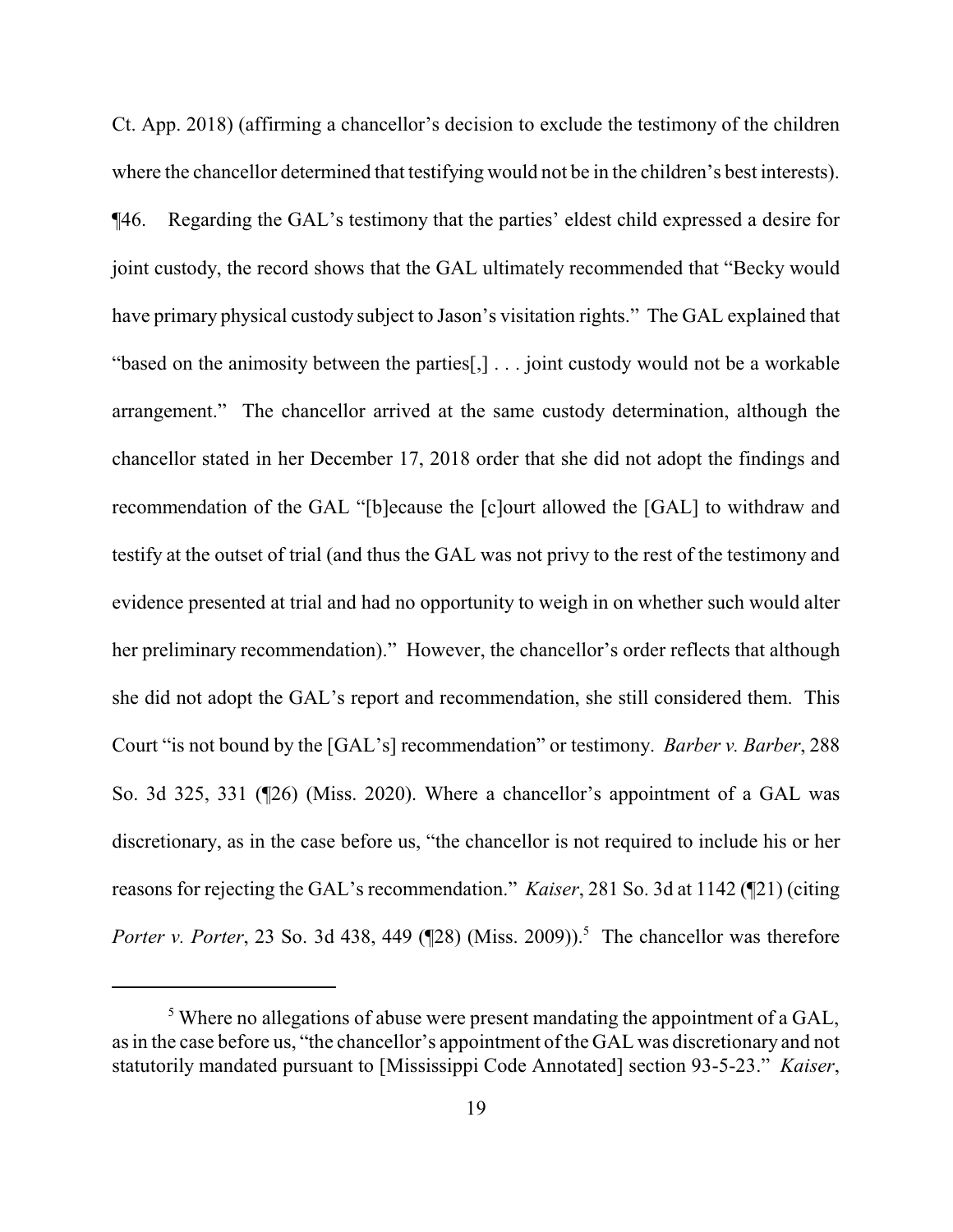Ct. App. 2018) (affirming a chancellor's decision to exclude the testimony of the children where the chancellor determined that testifying would not be in the children's best interests).

¶46. Regarding the GAL's testimony that the parties' eldest child expressed a desire for joint custody, the record shows that the GAL ultimately recommended that "Becky would have primary physical custody subject to Jason's visitation rights." The GAL explained that "based on the animosity between the parties[,] . . . joint custody would not be a workable arrangement." The chancellor arrived at the same custody determination, although the chancellor stated in her December 17, 2018 order that she did not adopt the findings and recommendation of the GAL "[b]ecause the [c]ourt allowed the [GAL] to withdraw and testify at the outset of trial (and thus the GAL was not privy to the rest of the testimony and evidence presented at trial and had no opportunity to weigh in on whether such would alter her preliminary recommendation)." However, the chancellor's order reflects that although she did not adopt the GAL's report and recommendation, she still considered them. This Court "is not bound by the [GAL's] recommendation" or testimony. *Barber v. Barber*, 288 So. 3d 325, 331 (¶26) (Miss. 2020). Where a chancellor's appointment of a GAL was discretionary, as in the case before us, "the chancellor is not required to include his or her reasons for rejecting the GAL's recommendation." *Kaiser*, 281 So. 3d at 1142 (¶21) (citing *Porter v. Porter*, 23 So. 3d 438, 449 (¶28) (Miss. 2009)).[5] The chancellor was therefore

---

[5] Where no allegations of abuse were present mandating the appointment of a GAL, as in the case before us, "the chancellor's appointment of the GAL was discretionary and not statutorily mandated pursuant to [Mississippi Code Annotated] section 93-5-23." *Kaiser*,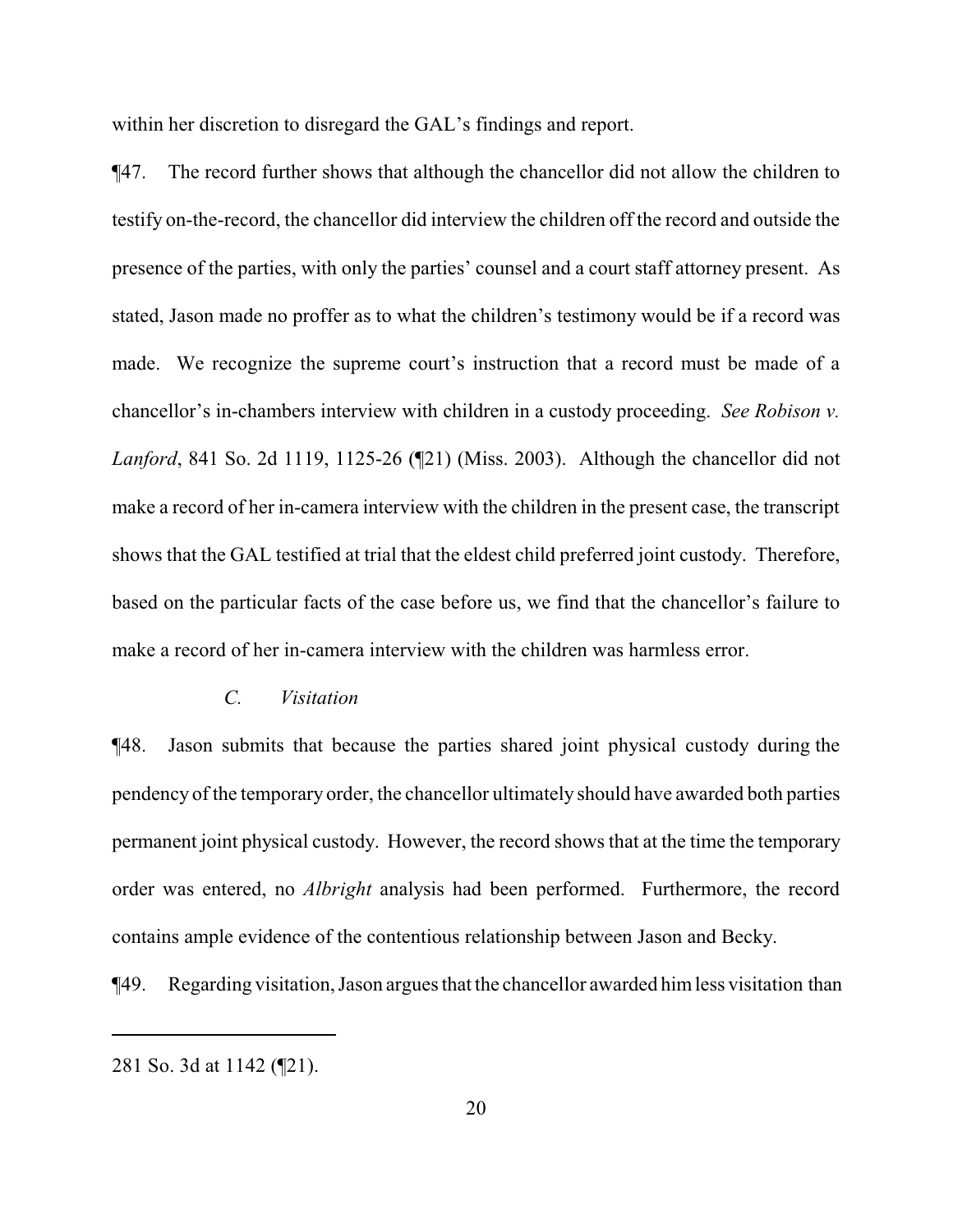within her discretion to disregard the GAL's findings and report.

¶47. The record further shows that although the chancellor did not allow the children to testify on-the-record, the chancellor did interview the children off the record and outside the presence of the parties, with only the parties' counsel and a court staff attorney present. As stated, Jason made no proffer as to what the children's testimony would be if a record was made. We recognize the supreme court's instruction that a record must be made of a chancellor's in-chambers interview with children in a custody proceeding. *See Robison v. Lanford*, 841 So. 2d 1119, 1125-26 (¶21) (Miss. 2003). Although the chancellor did not make a record of her in-camera interview with the children in the present case, the transcript shows that the GAL testified at trial that the eldest child preferred joint custody. Therefore, based on the particular facts of the case before us, we find that the chancellor's failure to make a record of her in-camera interview with the children was harmless error.

### *C. Visitation*

¶48. Jason submits that because the parties shared joint physical custody during the pendency of the temporary order, the chancellor ultimately should have awarded both parties permanent joint physical custody. However, the record shows that at the time the temporary order was entered, no *Albright* analysis had been performed. Furthermore, the record contains ample evidence of the contentious relationship between Jason and Becky.

¶49. Regarding visitation, Jason argues that the chancellor awarded him less visitation than

---

281 So. 3d at 1142 (¶21).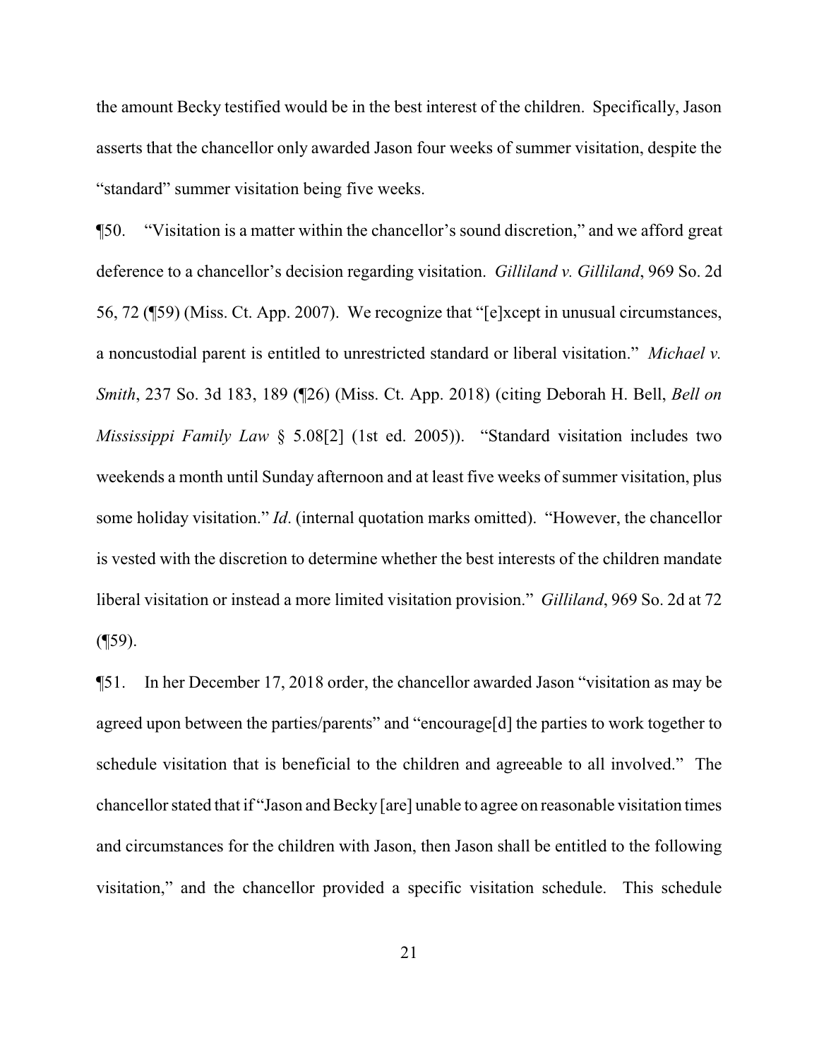the amount Becky testified would be in the best interest of the children. Specifically, Jason asserts that the chancellor only awarded Jason four weeks of summer visitation, despite the "standard" summer visitation being five weeks.

¶50. "Visitation is a matter within the chancellor's sound discretion," and we afford great deference to a chancellor's decision regarding visitation. *Gilliland v. Gilliland*, 969 So. 2d 56, 72 (¶59) (Miss. Ct. App. 2007). We recognize that "[e]xcept in unusual circumstances, a noncustodial parent is entitled to unrestricted standard or liberal visitation." *Michael v. Smith*, 237 So. 3d 183, 189 (¶26) (Miss. Ct. App. 2018) (citing Deborah H. Bell, *Bell on Mississippi Family Law* § 5.08[2] (1st ed. 2005)). "Standard visitation includes two weekends a month until Sunday afternoon and at least five weeks of summer visitation, plus some holiday visitation." *Id*. (internal quotation marks omitted). "However, the chancellor is vested with the discretion to determine whether the best interests of the children mandate liberal visitation or instead a more limited visitation provision." *Gilliland*, 969 So. 2d at 72 (¶59).

¶51. In her December 17, 2018 order, the chancellor awarded Jason "visitation as may be agreed upon between the parties/parents" and "encourage[d] the parties to work together to schedule visitation that is beneficial to the children and agreeable to all involved." The chancellor stated that if "Jason and Becky [are] unable to agree on reasonable visitation times and circumstances for the children with Jason, then Jason shall be entitled to the following visitation," and the chancellor provided a specific visitation schedule. This schedule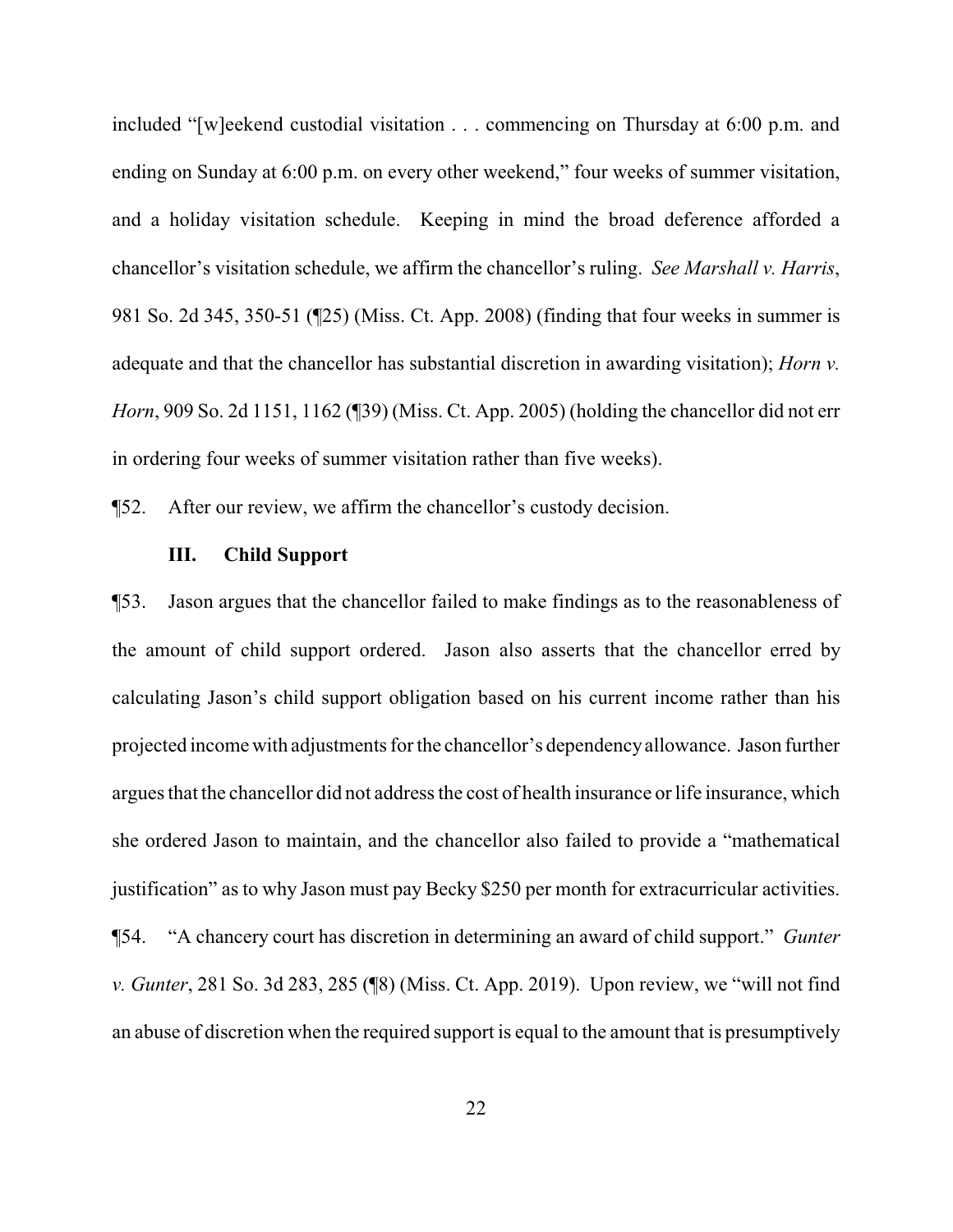included "[w]eekend custodial visitation . . . commencing on Thursday at 6:00 p.m. and ending on Sunday at 6:00 p.m. on every other weekend," four weeks of summer visitation, and a holiday visitation schedule. Keeping in mind the broad deference afforded a chancellor's visitation schedule, we affirm the chancellor's ruling. *See Marshall v. Harris*, 981 So. 2d 345, 350-51 (¶25) (Miss. Ct. App. 2008) (finding that four weeks in summer is adequate and that the chancellor has substantial discretion in awarding visitation); *Horn v. Horn*, 909 So. 2d 1151, 1162 (¶39) (Miss. Ct. App. 2005) (holding the chancellor did not err in ordering four weeks of summer visitation rather than five weeks).

¶52. After our review, we affirm the chancellor's custody decision.

### III. Child Support

¶53. Jason argues that the chancellor failed to make findings as to the reasonableness of the amount of child support ordered. Jason also asserts that the chancellor erred by calculating Jason's child support obligation based on his current income rather than his projected income with adjustments for the chancellor's dependency allowance. Jason further argues that the chancellor did not address the cost of health insurance or life insurance, which she ordered Jason to maintain, and the chancellor also failed to provide a "mathematical justification" as to why Jason must pay Becky $250 per month for extracurricular activities.

¶54. "A chancery court has discretion in determining an award of child support." *Gunter v. Gunter*, 281 So. 3d 283, 285 (¶8) (Miss. Ct. App. 2019). Upon review, we "will not find an abuse of discretion when the required support is equal to the amount that is presumptively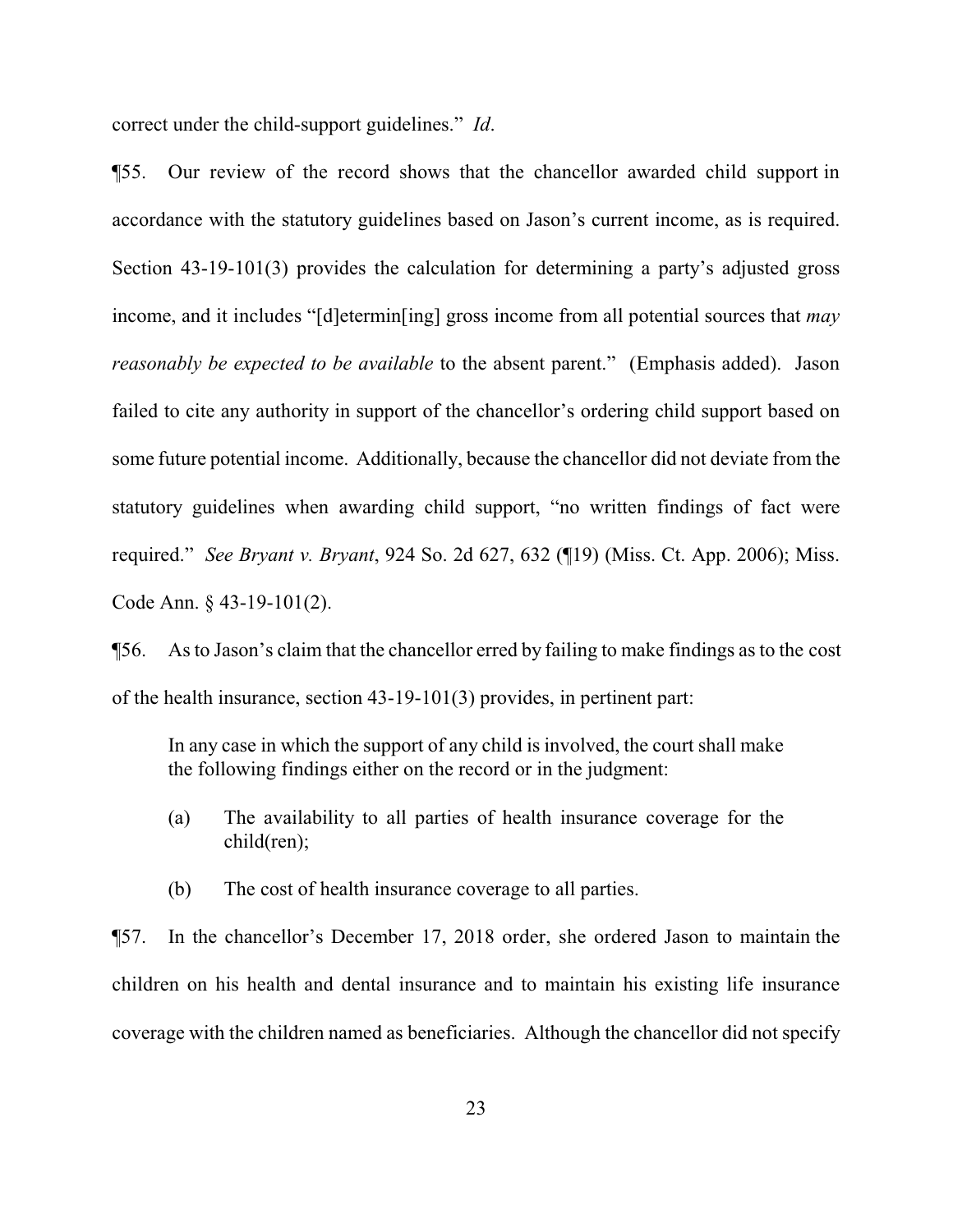correct under the child-support guidelines." *Id*.

¶55. Our review of the record shows that the chancellor awarded child support in accordance with the statutory guidelines based on Jason's current income, as is required. Section 43-19-101(3) provides the calculation for determining a party's adjusted gross income, and it includes "[d]etermin[ing] gross income from all potential sources that *may reasonably be expected to be available* to the absent parent." (Emphasis added). Jason failed to cite any authority in support of the chancellor's ordering child support based on some future potential income. Additionally, because the chancellor did not deviate from the statutory guidelines when awarding child support, "no written findings of fact were required." *See Bryant v. Bryant*, 924 So. 2d 627, 632 (¶19) (Miss. Ct. App. 2006); Miss. Code Ann. § 43-19-101(2).

¶56. As to Jason's claim that the chancellor erred by failing to make findings as to the cost of the health insurance, section 43-19-101(3) provides, in pertinent part:

> In any case in which the support of any child is involved, the court shall make the following findings either on the record or in the judgment:
>
> (a) The availability to all parties of health insurance coverage for the child(ren);
>
> (b) The cost of health insurance coverage to all parties.

¶57. In the chancellor's December 17, 2018 order, she ordered Jason to maintain the children on his health and dental insurance and to maintain his existing life insurance coverage with the children named as beneficiaries. Although the chancellor did not specify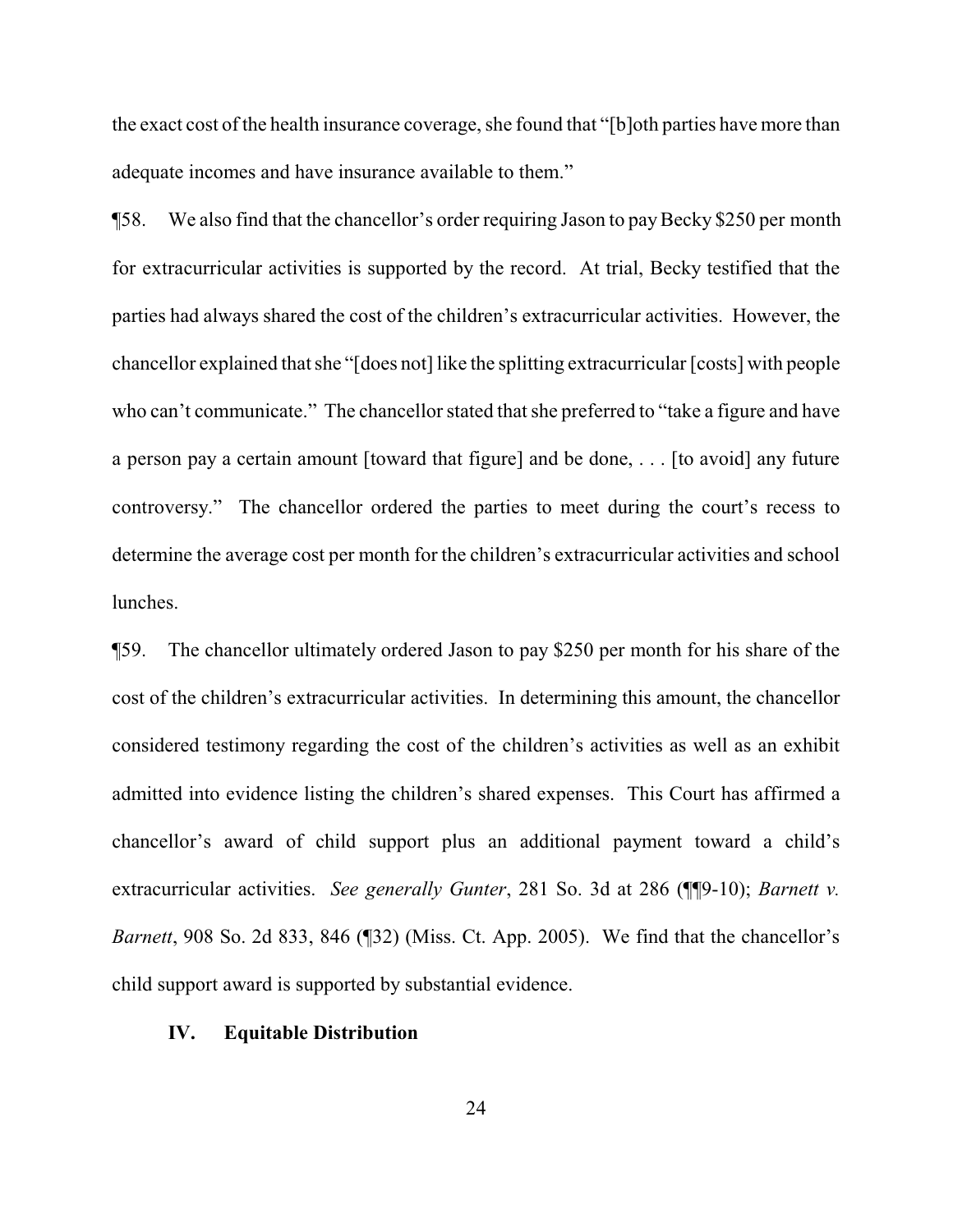the exact cost of the health insurance coverage, she found that "[b]oth parties have more than adequate incomes and have insurance available to them."

¶58. We also find that the chancellor's order requiring Jason to pay Becky $250 per month for extracurricular activities is supported by the record. At trial, Becky testified that the parties had always shared the cost of the children's extracurricular activities. However, the chancellor explained that she "[does not] like the splitting extracurricular [costs] with people who can't communicate." The chancellor stated that she preferred to "take a figure and have a person pay a certain amount [toward that figure] and be done, . . . [to avoid] any future controversy." The chancellor ordered the parties to meet during the court's recess to determine the average cost per month for the children's extracurricular activities and school lunches.

¶59. The chancellor ultimately ordered Jason to pay $250 per month for his share of the cost of the children's extracurricular activities. In determining this amount, the chancellor considered testimony regarding the cost of the children's activities as well as an exhibit admitted into evidence listing the children's shared expenses. This Court has affirmed a chancellor's award of child support plus an additional payment toward a child's extracurricular activities. *See generally Gunter*, 281 So. 3d at 286 (¶¶9-10); *Barnett v. Barnett*, 908 So. 2d 833, 846 (¶32) (Miss. Ct. App. 2005). We find that the chancellor's child support award is supported by substantial evidence.

## IV. Equitable Distribution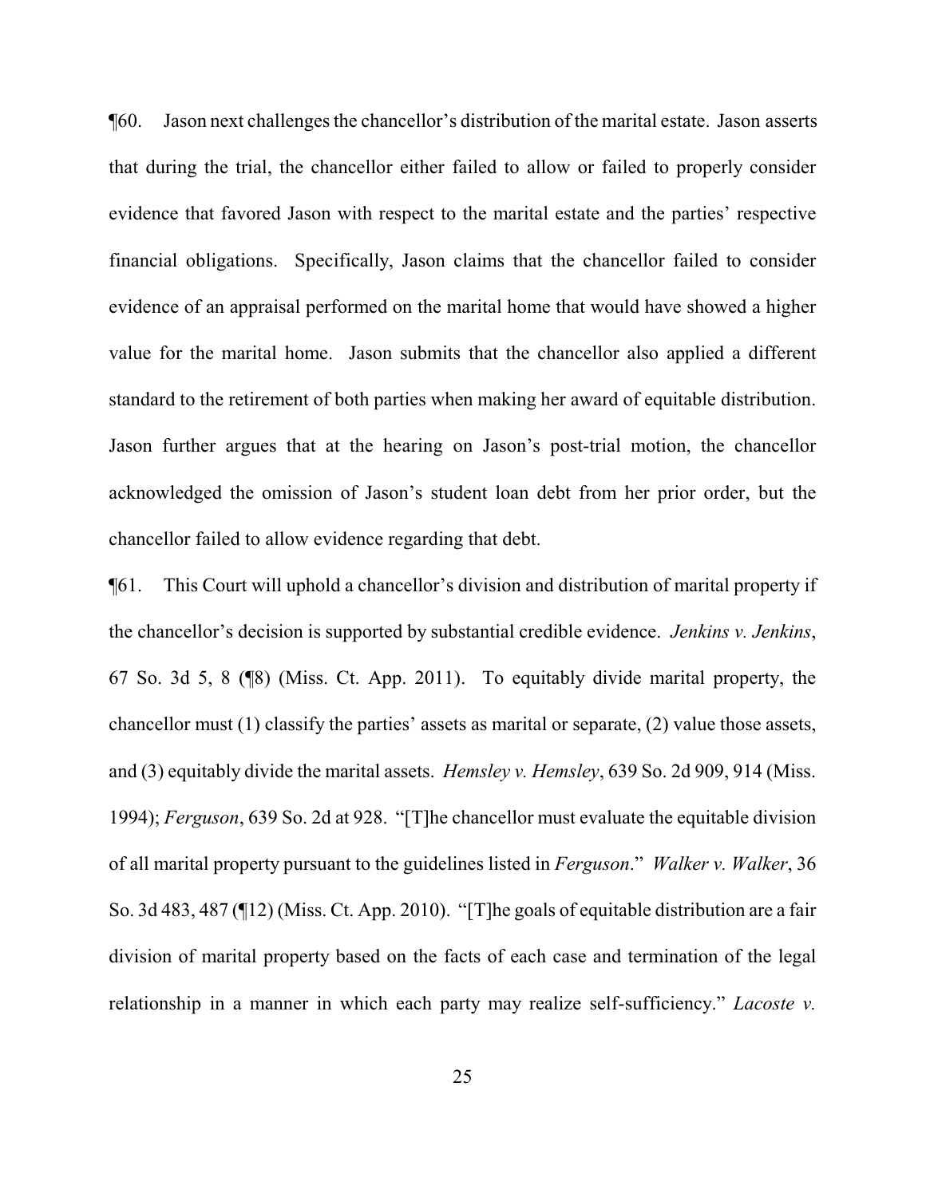¶60. Jason next challenges the chancellor's distribution of the marital estate. Jason asserts that during the trial, the chancellor either failed to allow or failed to properly consider evidence that favored Jason with respect to the marital estate and the parties' respective financial obligations. Specifically, Jason claims that the chancellor failed to consider evidence of an appraisal performed on the marital home that would have showed a higher value for the marital home. Jason submits that the chancellor also applied a different standard to the retirement of both parties when making her award of equitable distribution. Jason further argues that at the hearing on Jason's post-trial motion, the chancellor acknowledged the omission of Jason's student loan debt from her prior order, but the chancellor failed to allow evidence regarding that debt.

¶61. This Court will uphold a chancellor's division and distribution of marital property if the chancellor's decision is supported by substantial credible evidence. *Jenkins v. Jenkins*, 67 So. 3d 5, 8 (¶8) (Miss. Ct. App. 2011). To equitably divide marital property, the chancellor must (1) classify the parties' assets as marital or separate, (2) value those assets, and (3) equitably divide the marital assets. *Hemsley v. Hemsley*, 639 So. 2d 909, 914 (Miss. 1994); *Ferguson*, 639 So. 2d at 928. "[T]he chancellor must evaluate the equitable division of all marital property pursuant to the guidelines listed in *Ferguson*." *Walker v. Walker*, 36 So. 3d 483, 487 (¶12) (Miss. Ct. App. 2010). "[T]he goals of equitable distribution are a fair division of marital property based on the facts of each case and termination of the legal relationship in a manner in which each party may realize self-sufficiency." *Lacoste v.*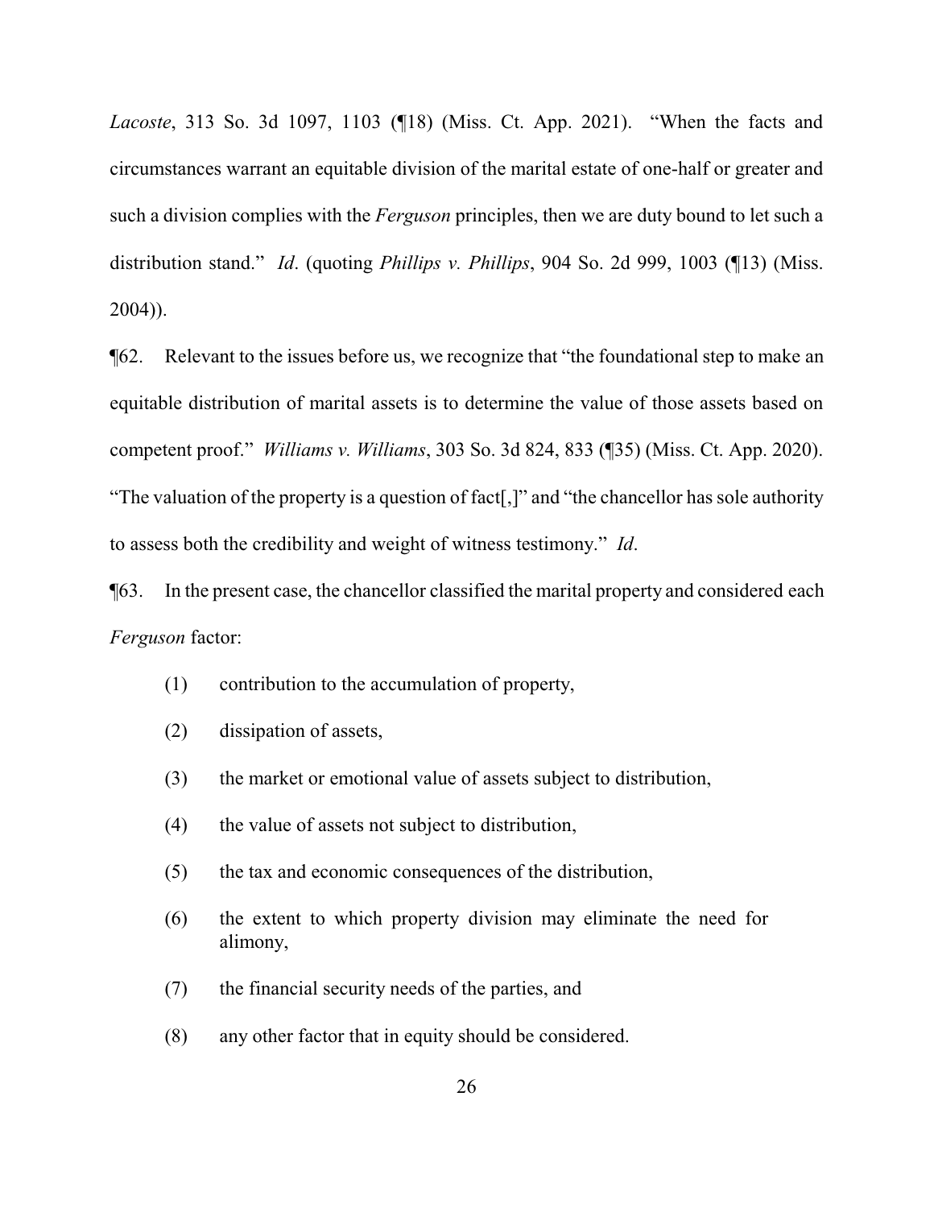*Lacoste*, 313 So. 3d 1097, 1103 (¶18) (Miss. Ct. App. 2021). "When the facts and circumstances warrant an equitable division of the marital estate of one-half or greater and such a division complies with the *Ferguson* principles, then we are duty bound to let such a distribution stand." *Id*. (quoting *Phillips v. Phillips*, 904 So. 2d 999, 1003 (¶13) (Miss. 2004)).

¶62. Relevant to the issues before us, we recognize that "the foundational step to make an equitable distribution of marital assets is to determine the value of those assets based on competent proof." *Williams v. Williams*, 303 So. 3d 824, 833 (¶35) (Miss. Ct. App. 2020). "The valuation of the property is a question of fact[,]" and "the chancellor has sole authority to assess both the credibility and weight of witness testimony." *Id*.

¶63. In the present case, the chancellor classified the marital property and considered each *Ferguson* factor:

(1) contribution to the accumulation of property,

(2) dissipation of assets,

(3) the market or emotional value of assets subject to distribution,

(4) the value of assets not subject to distribution,

(5) the tax and economic consequences of the distribution,

(6) the extent to which property division may eliminate the need for alimony,

(7) the financial security needs of the parties, and

(8) any other factor that in equity should be considered.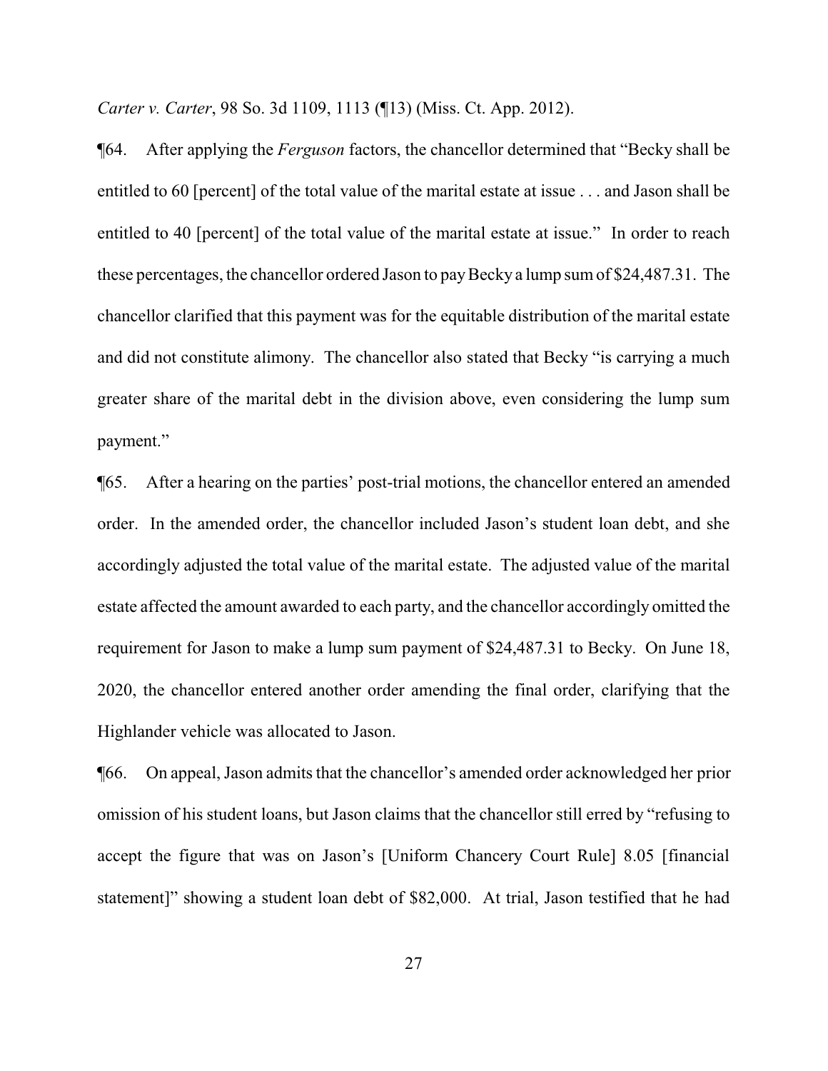*Carter v. Carter*, 98 So. 3d 1109, 1113 (¶13) (Miss. Ct. App. 2012).

¶64. After applying the *Ferguson* factors, the chancellor determined that "Becky shall be entitled to 60 [percent] of the total value of the marital estate at issue . . . and Jason shall be entitled to 40 [percent] of the total value of the marital estate at issue." In order to reach these percentages, the chancellor ordered Jason to pay Becky a lump sum of $24,487.31. The chancellor clarified that this payment was for the equitable distribution of the marital estate and did not constitute alimony. The chancellor also stated that Becky "is carrying a much greater share of the marital debt in the division above, even considering the lump sum payment."

¶65. After a hearing on the parties' post-trial motions, the chancellor entered an amended order. In the amended order, the chancellor included Jason's student loan debt, and she accordingly adjusted the total value of the marital estate. The adjusted value of the marital estate affected the amount awarded to each party, and the chancellor accordingly omitted the requirement for Jason to make a lump sum payment of $24,487.31 to Becky. On June 18, 2020, the chancellor entered another order amending the final order, clarifying that the Highlander vehicle was allocated to Jason.

¶66. On appeal, Jason admits that the chancellor's amended order acknowledged her prior omission of his student loans, but Jason claims that the chancellor still erred by "refusing to accept the figure that was on Jason's [Uniform Chancery Court Rule] 8.05 [financial statement]" showing a student loan debt of $82,000. At trial, Jason testified that he had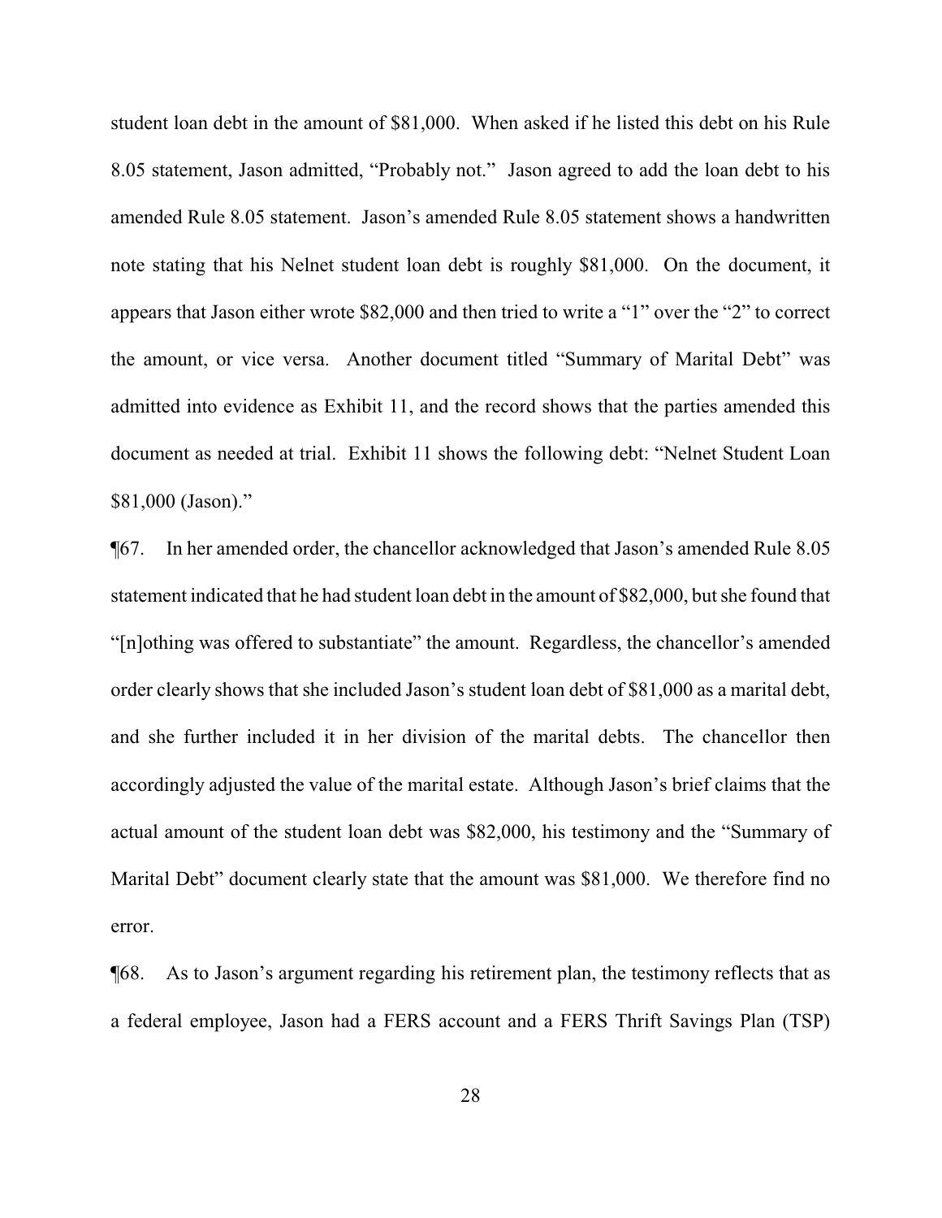student loan debt in the amount of $81,000. When asked if he listed this debt on his Rule 8.05 statement, Jason admitted, "Probably not." Jason agreed to add the loan debt to his amended Rule 8.05 statement. Jason's amended Rule 8.05 statement shows a handwritten note stating that his Nelnet student loan debt is roughly $81,000. On the document, it appears that Jason either wrote $82,000 and then tried to write a "1" over the "2" to correct the amount, or vice versa. Another document titled "Summary of Marital Debt" was admitted into evidence as Exhibit 11, and the record shows that the parties amended this document as needed at trial. Exhibit 11 shows the following debt: "Nelnet Student Loan $81,000 (Jason)."

¶67. In her amended order, the chancellor acknowledged that Jason's amended Rule 8.05 statement indicated that he had student loan debt in the amount of $82,000, but she found that "[n]othing was offered to substantiate" the amount. Regardless, the chancellor's amended order clearly shows that she included Jason's student loan debt of $81,000 as a marital debt, and she further included it in her division of the marital debts. The chancellor then accordingly adjusted the value of the marital estate. Although Jason's brief claims that the actual amount of the student loan debt was $82,000, his testimony and the "Summary of Marital Debt" document clearly state that the amount was $81,000. We therefore find no error.

¶68. As to Jason's argument regarding his retirement plan, the testimony reflects that as a federal employee, Jason had a FERS account and a FERS Thrift Savings Plan (TSP)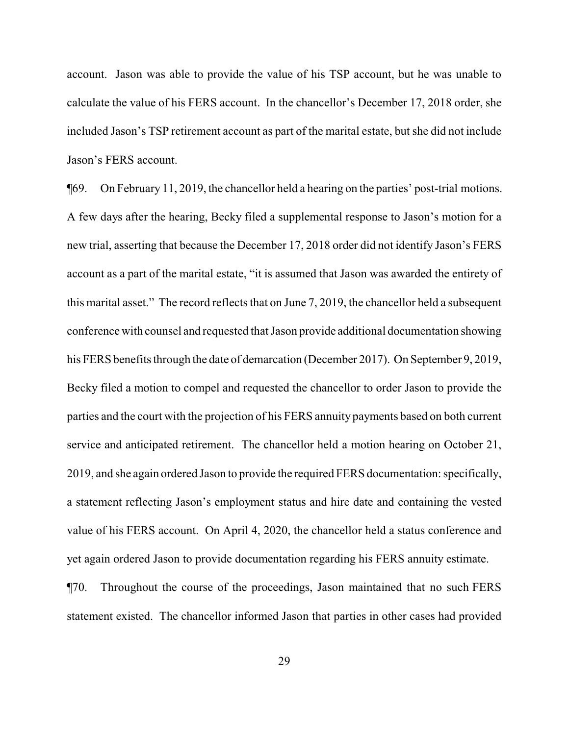account. Jason was able to provide the value of his TSP account, but he was unable to calculate the value of his FERS account. In the chancellor's December 17, 2018 order, she included Jason's TSP retirement account as part of the marital estate, but she did not include Jason's FERS account.

¶69. On February 11, 2019, the chancellor held a hearing on the parties' post-trial motions. A few days after the hearing, Becky filed a supplemental response to Jason's motion for a new trial, asserting that because the December 17, 2018 order did not identify Jason's FERS account as a part of the marital estate, "it is assumed that Jason was awarded the entirety of this marital asset." The record reflects that on June 7, 2019, the chancellor held a subsequent conference with counsel and requested that Jason provide additional documentation showing his FERS benefits through the date of demarcation (December 2017). On September 9, 2019, Becky filed a motion to compel and requested the chancellor to order Jason to provide the parties and the court with the projection of his FERS annuity payments based on both current service and anticipated retirement. The chancellor held a motion hearing on October 21, 2019, and she again ordered Jason to provide the required FERS documentation: specifically, a statement reflecting Jason's employment status and hire date and containing the vested value of his FERS account. On April 4, 2020, the chancellor held a status conference and yet again ordered Jason to provide documentation regarding his FERS annuity estimate.

¶70. Throughout the course of the proceedings, Jason maintained that no such FERS statement existed. The chancellor informed Jason that parties in other cases had provided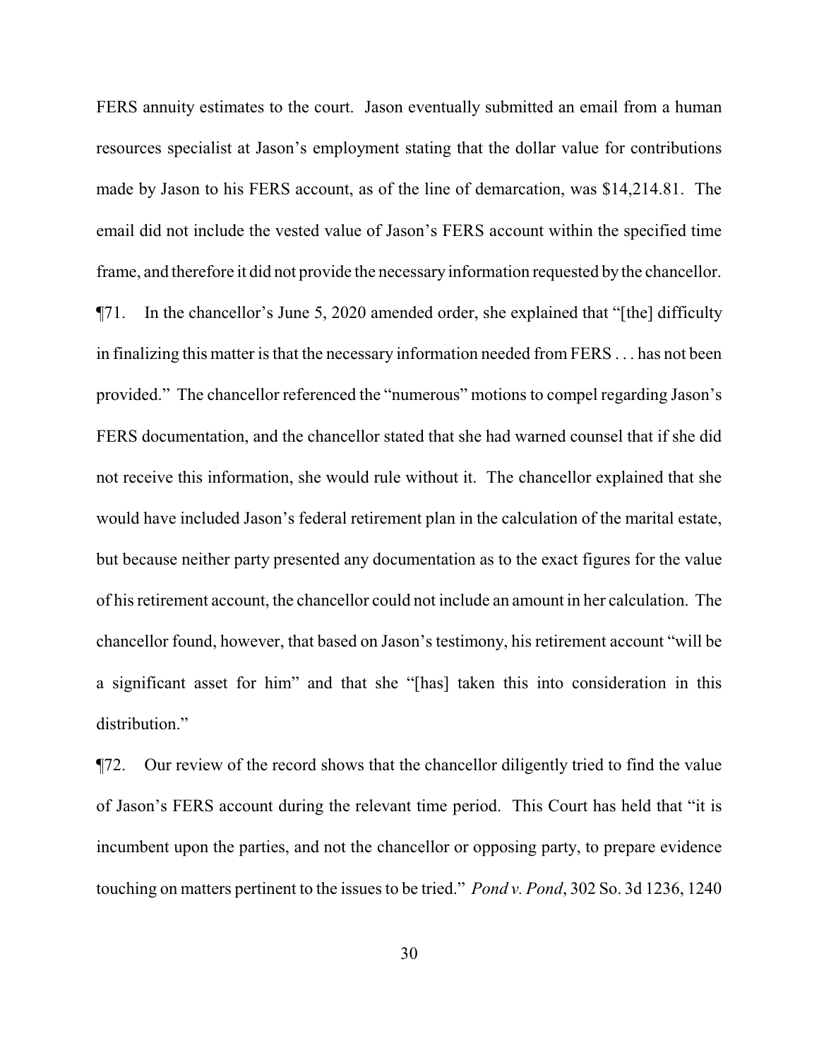FERS annuity estimates to the court. Jason eventually submitted an email from a human resources specialist at Jason's employment stating that the dollar value for contributions made by Jason to his FERS account, as of the line of demarcation, was $14,214.81. The email did not include the vested value of Jason's FERS account within the specified time frame, and therefore it did not provide the necessary information requested by the chancellor.

¶71. In the chancellor's June 5, 2020 amended order, she explained that "[the] difficulty in finalizing this matter is that the necessary information needed from FERS . . . has not been provided." The chancellor referenced the "numerous" motions to compel regarding Jason's FERS documentation, and the chancellor stated that she had warned counsel that if she did not receive this information, she would rule without it. The chancellor explained that she would have included Jason's federal retirement plan in the calculation of the marital estate, but because neither party presented any documentation as to the exact figures for the value of his retirement account, the chancellor could not include an amount in her calculation. The chancellor found, however, that based on Jason's testimony, his retirement account "will be a significant asset for him" and that she "[has] taken this into consideration in this distribution."

¶72. Our review of the record shows that the chancellor diligently tried to find the value of Jason's FERS account during the relevant time period. This Court has held that "it is incumbent upon the parties, and not the chancellor or opposing party, to prepare evidence touching on matters pertinent to the issues to be tried." *Pond v. Pond*, 302 So. 3d 1236, 1240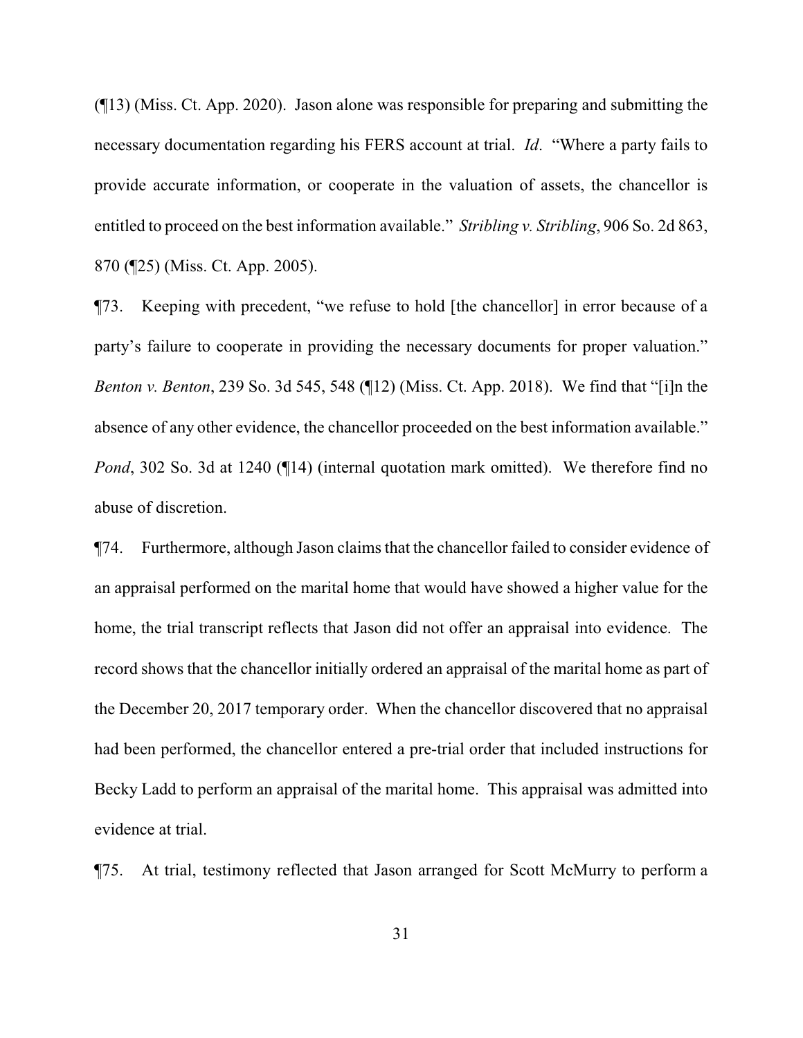(¶13) (Miss. Ct. App. 2020). Jason alone was responsible for preparing and submitting the necessary documentation regarding his FERS account at trial. *Id*. "Where a party fails to provide accurate information, or cooperate in the valuation of assets, the chancellor is entitled to proceed on the best information available." *Stribling v. Stribling*, 906 So. 2d 863, 870 (¶25) (Miss. Ct. App. 2005).

¶73. Keeping with precedent, "we refuse to hold [the chancellor] in error because of a party's failure to cooperate in providing the necessary documents for proper valuation." *Benton v. Benton*, 239 So. 3d 545, 548 (¶12) (Miss. Ct. App. 2018). We find that "[i]n the absence of any other evidence, the chancellor proceeded on the best information available." *Pond*, 302 So. 3d at 1240 (¶14) (internal quotation mark omitted). We therefore find no abuse of discretion.

¶74. Furthermore, although Jason claims that the chancellor failed to consider evidence of an appraisal performed on the marital home that would have showed a higher value for the home, the trial transcript reflects that Jason did not offer an appraisal into evidence. The record shows that the chancellor initially ordered an appraisal of the marital home as part of the December 20, 2017 temporary order. When the chancellor discovered that no appraisal had been performed, the chancellor entered a pre-trial order that included instructions for Becky Ladd to perform an appraisal of the marital home. This appraisal was admitted into evidence at trial.

¶75. At trial, testimony reflected that Jason arranged for Scott McMurry to perform a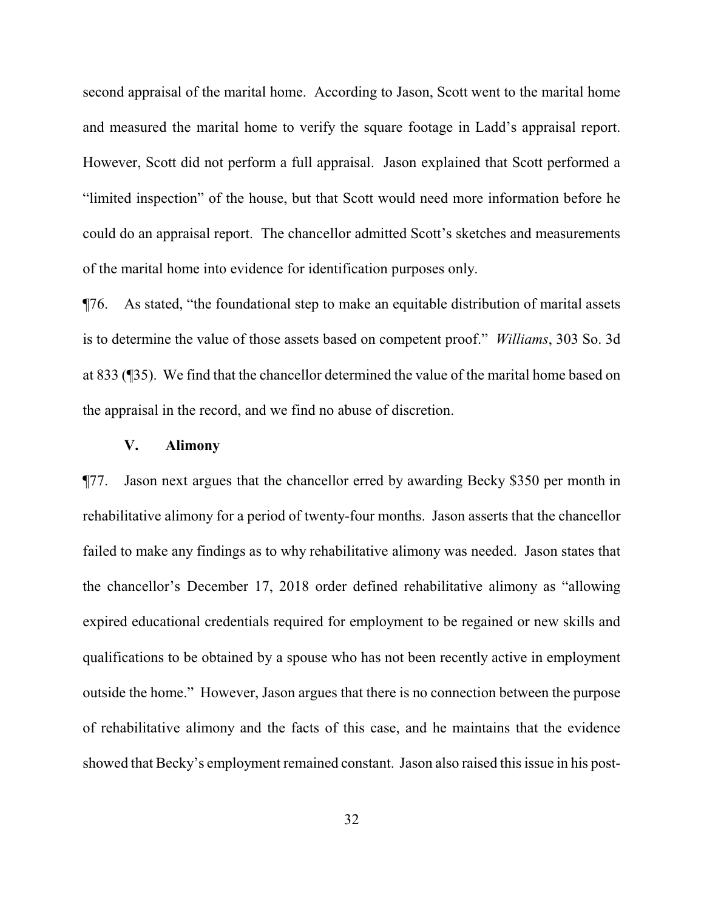second appraisal of the marital home. According to Jason, Scott went to the marital home and measured the marital home to verify the square footage in Ladd's appraisal report. However, Scott did not perform a full appraisal. Jason explained that Scott performed a "limited inspection" of the house, but that Scott would need more information before he could do an appraisal report. The chancellor admitted Scott's sketches and measurements of the marital home into evidence for identification purposes only.

¶76. As stated, "the foundational step to make an equitable distribution of marital assets is to determine the value of those assets based on competent proof." *Williams*, 303 So. 3d at 833 (¶35). We find that the chancellor determined the value of the marital home based on the appraisal in the record, and we find no abuse of discretion.

### V. Alimony

¶77. Jason next argues that the chancellor erred by awarding Becky \$350 per month in rehabilitative alimony for a period of twenty-four months. Jason asserts that the chancellor failed to make any findings as to why rehabilitative alimony was needed. Jason states that the chancellor's December 17, 2018 order defined rehabilitative alimony as "allowing expired educational credentials required for employment to be regained or new skills and qualifications to be obtained by a spouse who has not been recently active in employment outside the home." However, Jason argues that there is no connection between the purpose of rehabilitative alimony and the facts of this case, and he maintains that the evidence showed that Becky's employment remained constant. Jason also raised this issue in his post-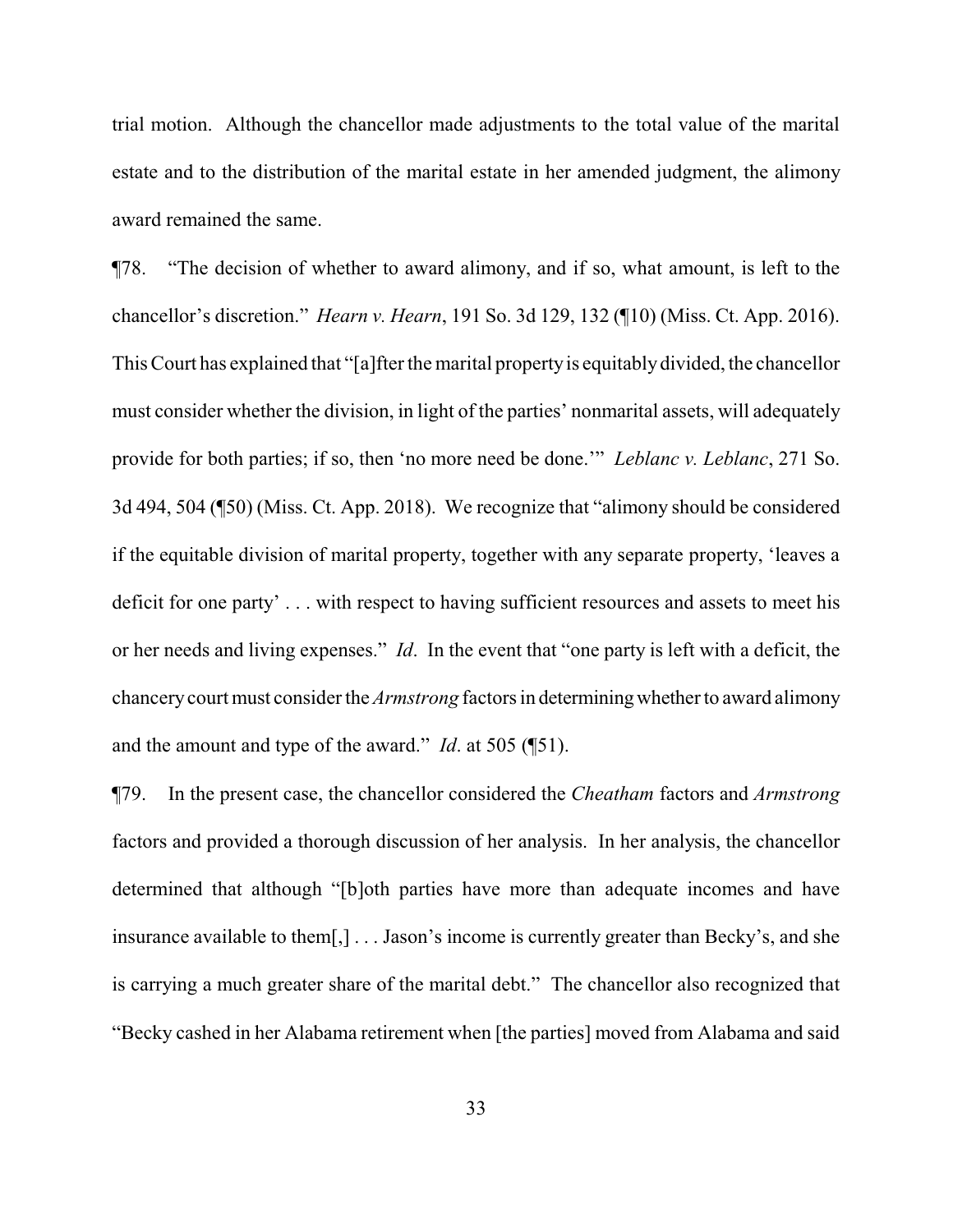trial motion. Although the chancellor made adjustments to the total value of the marital estate and to the distribution of the marital estate in her amended judgment, the alimony award remained the same.

¶78. "The decision of whether to award alimony, and if so, what amount, is left to the chancellor's discretion." *Hearn v. Hearn*, 191 So. 3d 129, 132 (¶10) (Miss. Ct. App. 2016). This Court has explained that "[a]fter the marital property is equitably divided, the chancellor must consider whether the division, in light of the parties' nonmarital assets, will adequately provide for both parties; if so, then 'no more need be done.'" *Leblanc v. Leblanc*, 271 So. 3d 494, 504 (¶50) (Miss. Ct. App. 2018). We recognize that "alimony should be considered if the equitable division of marital property, together with any separate property, 'leaves a deficit for one party' . . . with respect to having sufficient resources and assets to meet his or her needs and living expenses." *Id*. In the event that "one party is left with a deficit, the chancery court must consider the *Armstrong* factors in determining whether to award alimony and the amount and type of the award." *Id*. at 505 (¶51).

¶79. In the present case, the chancellor considered the *Cheatham* factors and *Armstrong* factors and provided a thorough discussion of her analysis. In her analysis, the chancellor determined that although "[b]oth parties have more than adequate incomes and have insurance available to them[,] . . . Jason's income is currently greater than Becky's, and she is carrying a much greater share of the marital debt." The chancellor also recognized that "Becky cashed in her Alabama retirement when [the parties] moved from Alabama and said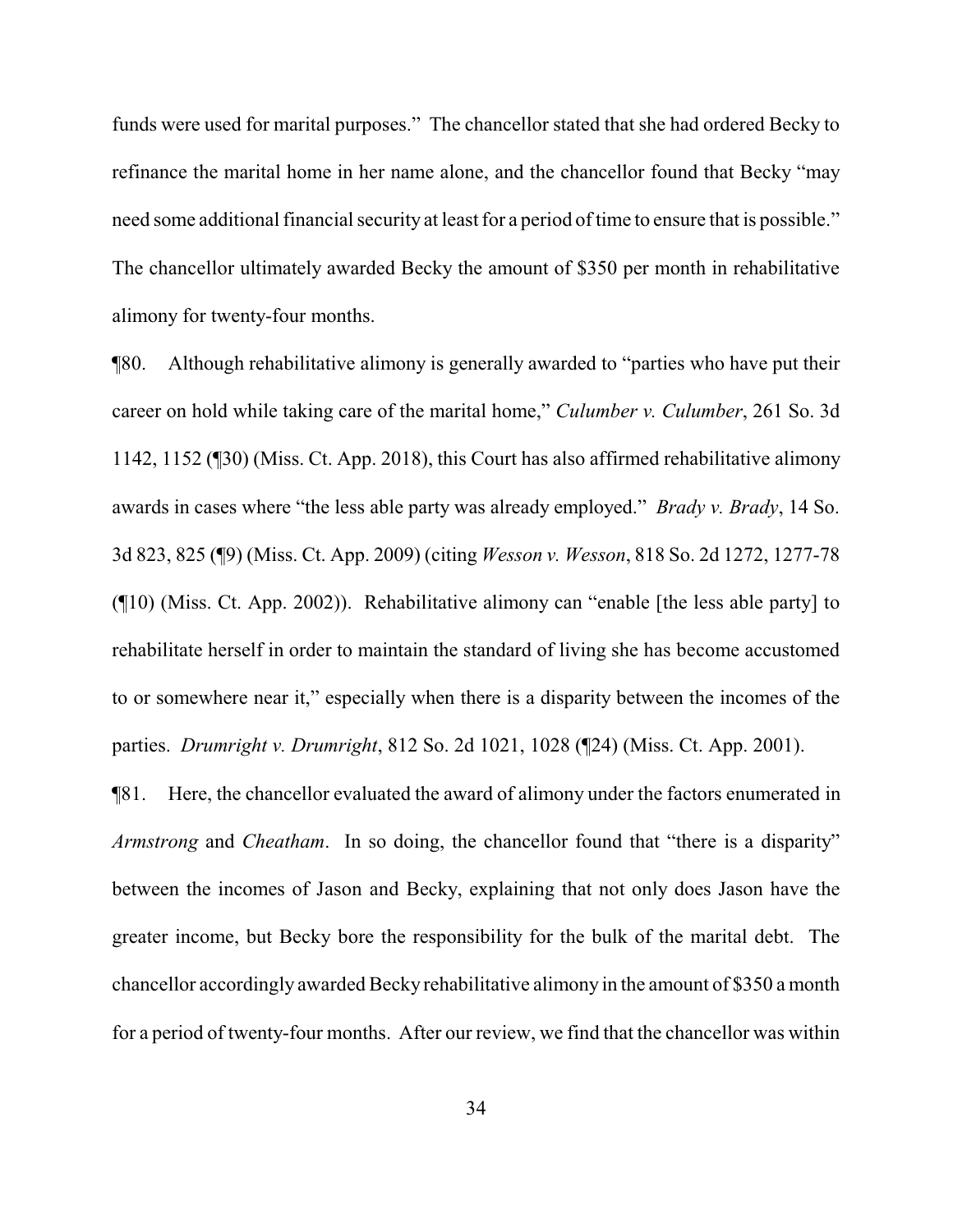funds were used for marital purposes." The chancellor stated that she had ordered Becky to refinance the marital home in her name alone, and the chancellor found that Becky "may need some additional financial security at least for a period of time to ensure that is possible." The chancellor ultimately awarded Becky the amount of $350 per month in rehabilitative alimony for twenty-four months.

¶80. Although rehabilitative alimony is generally awarded to "parties who have put their career on hold while taking care of the marital home," *Culumber v. Culumber*, 261 So. 3d 1142, 1152 (¶30) (Miss. Ct. App. 2018), this Court has also affirmed rehabilitative alimony awards in cases where "the less able party was already employed." *Brady v. Brady*, 14 So. 3d 823, 825 (¶9) (Miss. Ct. App. 2009) (citing *Wesson v. Wesson*, 818 So. 2d 1272, 1277-78 (¶10) (Miss. Ct. App. 2002)). Rehabilitative alimony can "enable [the less able party] to rehabilitate herself in order to maintain the standard of living she has become accustomed to or somewhere near it," especially when there is a disparity between the incomes of the parties. *Drumright v. Drumright*, 812 So. 2d 1021, 1028 (¶24) (Miss. Ct. App. 2001).

¶81. Here, the chancellor evaluated the award of alimony under the factors enumerated in *Armstrong* and *Cheatham*. In so doing, the chancellor found that "there is a disparity" between the incomes of Jason and Becky, explaining that not only does Jason have the greater income, but Becky bore the responsibility for the bulk of the marital debt. The chancellor accordingly awarded Becky rehabilitative alimony in the amount of $350 a month for a period of twenty-four months. After our review, we find that the chancellor was within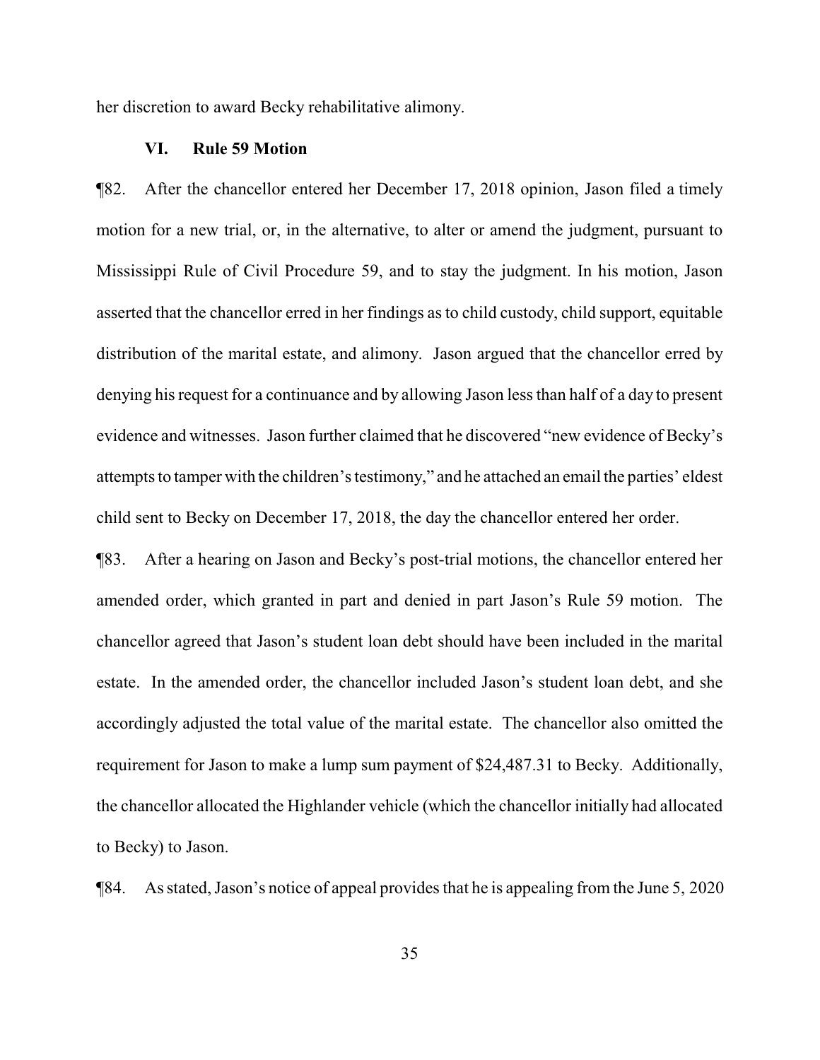her discretion to award Becky rehabilitative alimony.

### VI. Rule 59 Motion

¶82. After the chancellor entered her December 17, 2018 opinion, Jason filed a timely motion for a new trial, or, in the alternative, to alter or amend the judgment, pursuant to Mississippi Rule of Civil Procedure 59, and to stay the judgment. In his motion, Jason asserted that the chancellor erred in her findings as to child custody, child support, equitable distribution of the marital estate, and alimony. Jason argued that the chancellor erred by denying his request for a continuance and by allowing Jason less than half of a day to present evidence and witnesses. Jason further claimed that he discovered "new evidence of Becky's attempts to tamper with the children's testimony," and he attached an email the parties' eldest child sent to Becky on December 17, 2018, the day the chancellor entered her order.

¶83. After a hearing on Jason and Becky's post-trial motions, the chancellor entered her amended order, which granted in part and denied in part Jason's Rule 59 motion. The chancellor agreed that Jason's student loan debt should have been included in the marital estate. In the amended order, the chancellor included Jason's student loan debt, and she accordingly adjusted the total value of the marital estate. The chancellor also omitted the requirement for Jason to make a lump sum payment of $24,487.31 to Becky. Additionally, the chancellor allocated the Highlander vehicle (which the chancellor initially had allocated to Becky) to Jason.

¶84. As stated, Jason's notice of appeal provides that he is appealing from the June 5, 2020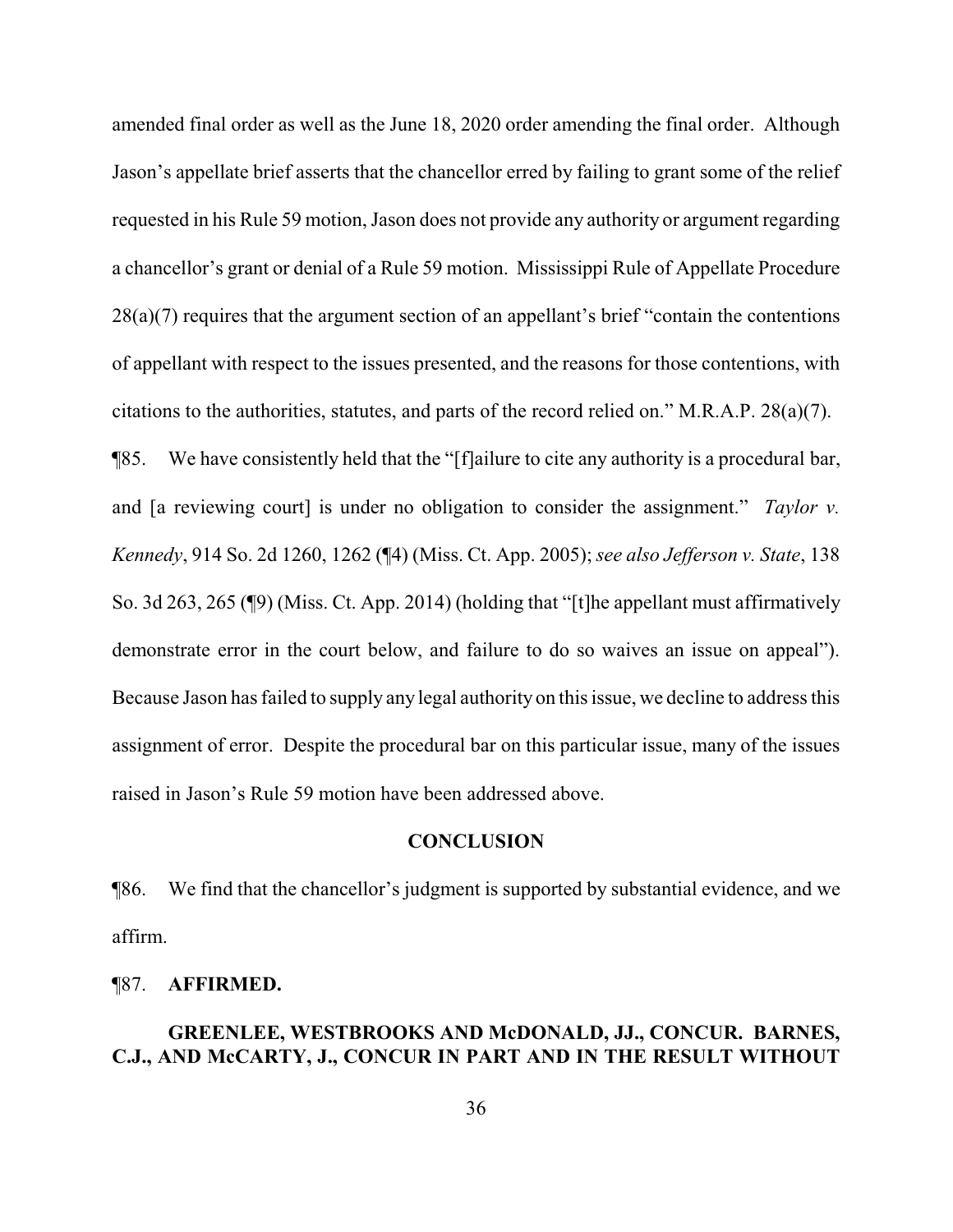amended final order as well as the June 18, 2020 order amending the final order. Although Jason's appellate brief asserts that the chancellor erred by failing to grant some of the relief requested in his Rule 59 motion, Jason does not provide any authority or argument regarding a chancellor's grant or denial of a Rule 59 motion. Mississippi Rule of Appellate Procedure 28(a)(7) requires that the argument section of an appellant's brief "contain the contentions of appellant with respect to the issues presented, and the reasons for those contentions, with citations to the authorities, statutes, and parts of the record relied on." M.R.A.P. 28(a)(7).

¶85. We have consistently held that the "[f]ailure to cite any authority is a procedural bar, and [a reviewing court] is under no obligation to consider the assignment." *Taylor v. Kennedy*, 914 So. 2d 1260, 1262 (¶4) (Miss. Ct. App. 2005); *see also Jefferson v. State*, 138 So. 3d 263, 265 (¶9) (Miss. Ct. App. 2014) (holding that "[t]he appellant must affirmatively demonstrate error in the court below, and failure to do so waives an issue on appeal"). Because Jason has failed to supply any legal authority on this issue, we decline to address this assignment of error. Despite the procedural bar on this particular issue, many of the issues raised in Jason's Rule 59 motion have been addressed above.

## CONCLUSION

¶86. We find that the chancellor's judgment is supported by substantial evidence, and we affirm.

¶87. **AFFIRMED.**

**GREENLEE, WESTBROOKS AND McDONALD, JJ., CONCUR. BARNES, C.J., AND McCARTY, J., CONCUR IN PART AND IN THE RESULT WITHOUT**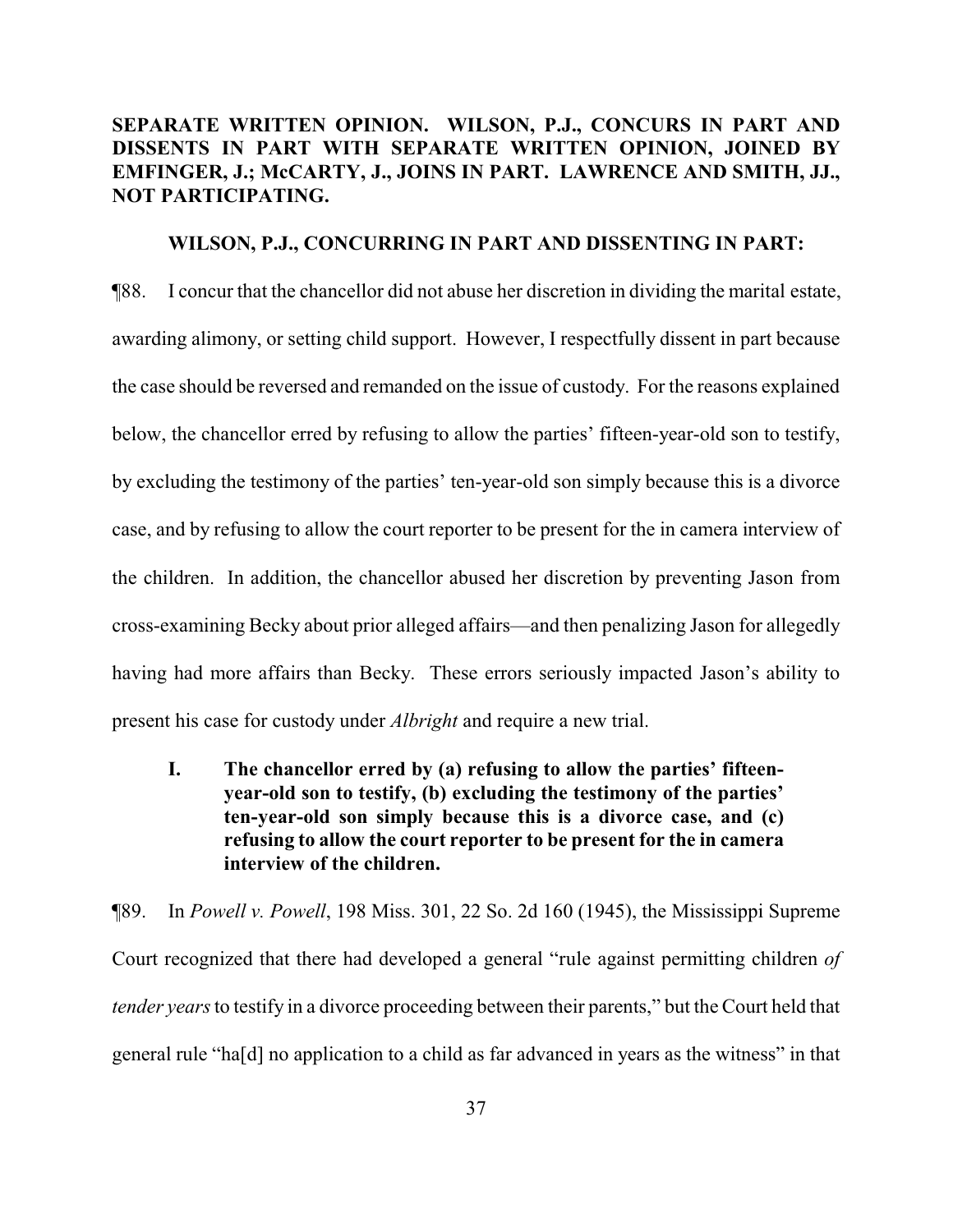**SEPARATE WRITTEN OPINION. WILSON, P.J., CONCURS IN PART AND DISSENTS IN PART WITH SEPARATE WRITTEN OPINION, JOINED BY EMFINGER, J.; McCARTY, J., JOINS IN PART. LAWRENCE AND SMITH, JJ., NOT PARTICIPATING.**

**WILSON, P.J., CONCURRING IN PART AND DISSENTING IN PART:**

¶88. I concur that the chancellor did not abuse her discretion in dividing the marital estate, awarding alimony, or setting child support. However, I respectfully dissent in part because the case should be reversed and remanded on the issue of custody. For the reasons explained below, the chancellor erred by refusing to allow the parties' fifteen-year-old son to testify, by excluding the testimony of the parties' ten-year-old son simply because this is a divorce case, and by refusing to allow the court reporter to be present for the in camera interview of the children. In addition, the chancellor abused her discretion by preventing Jason from cross-examining Becky about prior alleged affairs—and then penalizing Jason for allegedly having had more affairs than Becky. These errors seriously impacted Jason's ability to present his case for custody under *Albright* and require a new trial.

**I. The chancellor erred by (a) refusing to allow the parties' fifteen-year-old son to testify, (b) excluding the testimony of the parties' ten-year-old son simply because this is a divorce case, and (c) refusing to allow the court reporter to be present for the in camera interview of the children.**

¶89. In *Powell v. Powell*, 198 Miss. 301, 22 So. 2d 160 (1945), the Mississippi Supreme Court recognized that there had developed a general "rule against permitting children *of tender years* to testify in a divorce proceeding between their parents," but the Court held that general rule "ha[d] no application to a child as far advanced in years as the witness" in that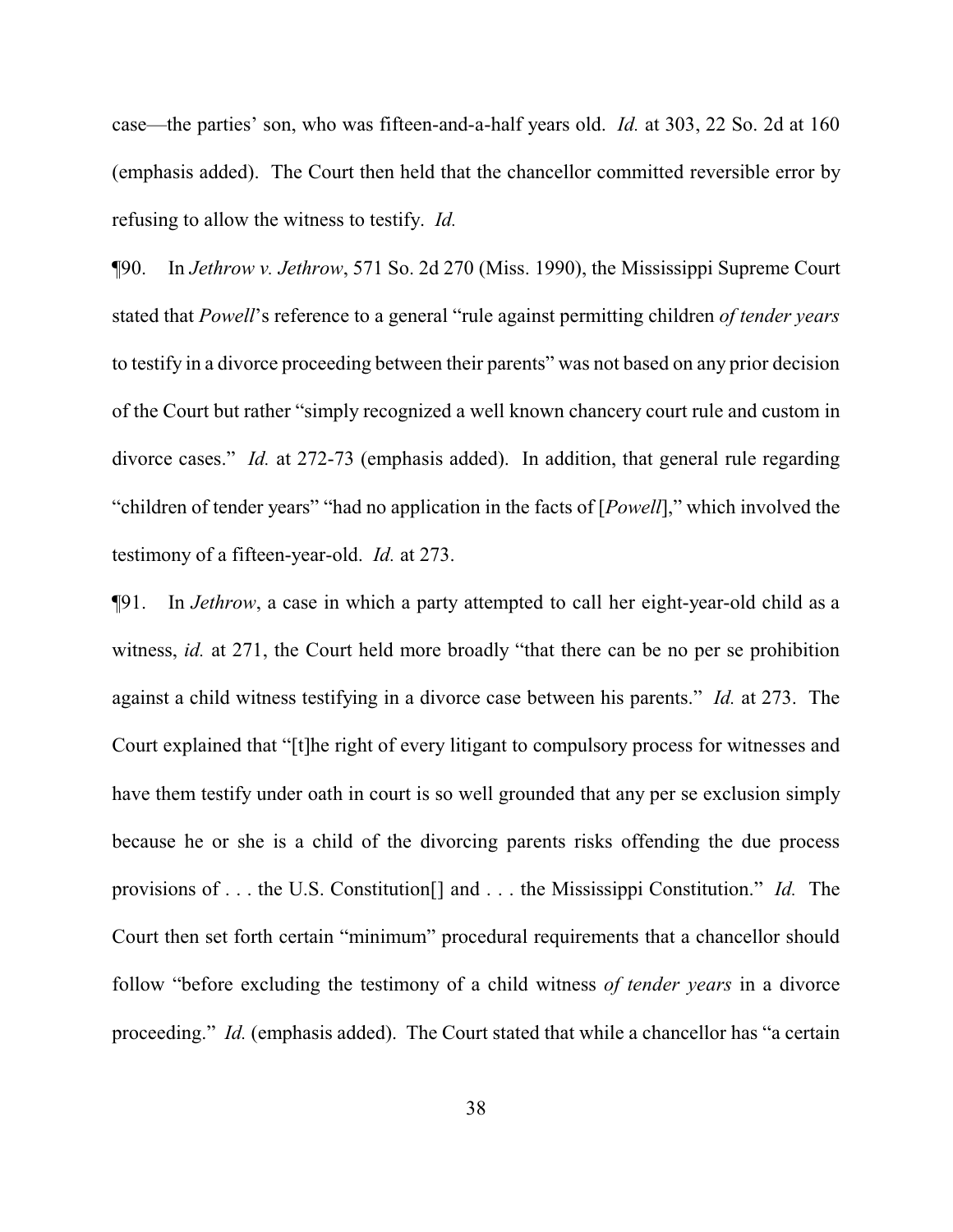case—the parties' son, who was fifteen-and-a-half years old. *Id.* at 303, 22 So. 2d at 160 (emphasis added). The Court then held that the chancellor committed reversible error by refusing to allow the witness to testify. *Id.*

¶90. In *Jethrow v. Jethrow*, 571 So. 2d 270 (Miss. 1990), the Mississippi Supreme Court stated that *Powell*'s reference to a general "rule against permitting children *of tender years* to testify in a divorce proceeding between their parents" was not based on any prior decision of the Court but rather "simply recognized a well known chancery court rule and custom in divorce cases." *Id.* at 272-73 (emphasis added). In addition, that general rule regarding "children of tender years" "had no application in the facts of [*Powell*]," which involved the testimony of a fifteen-year-old. *Id.* at 273.

¶91. In *Jethrow*, a case in which a party attempted to call her eight-year-old child as a witness, *id.* at 271, the Court held more broadly "that there can be no per se prohibition against a child witness testifying in a divorce case between his parents." *Id.* at 273. The Court explained that "[t]he right of every litigant to compulsory process for witnesses and have them testify under oath in court is so well grounded that any per se exclusion simply because he or she is a child of the divorcing parents risks offending the due process provisions of . . . the U.S. Constitution[] and . . . the Mississippi Constitution." *Id.* The Court then set forth certain "minimum" procedural requirements that a chancellor should follow "before excluding the testimony of a child witness *of tender years* in a divorce proceeding." *Id.* (emphasis added). The Court stated that while a chancellor has "a certain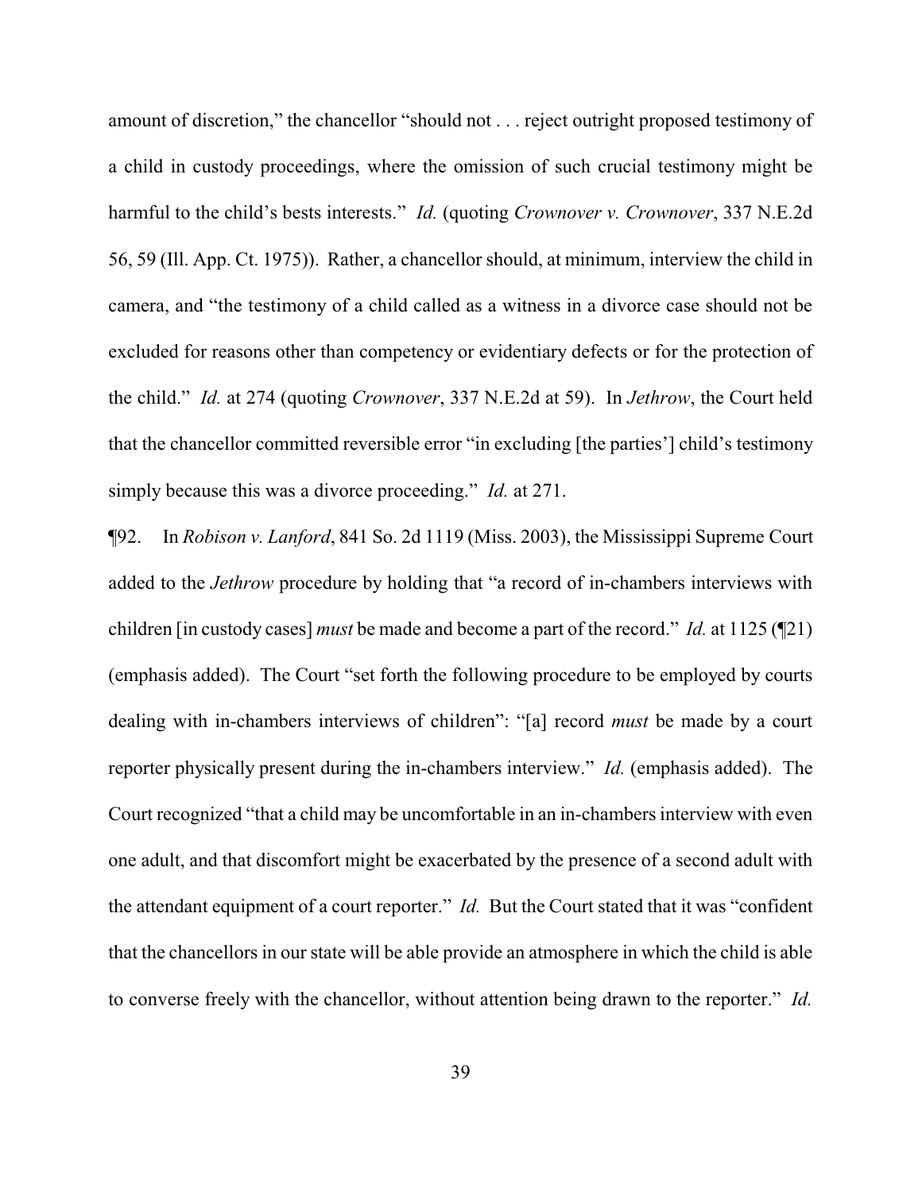amount of discretion," the chancellor "should not . . . reject outright proposed testimony of a child in custody proceedings, where the omission of such crucial testimony might be harmful to the child's bests interests." *Id.* (quoting *Crownover v. Crownover*, 337 N.E.2d 56, 59 (Ill. App. Ct. 1975)). Rather, a chancellor should, at minimum, interview the child in camera, and "the testimony of a child called as a witness in a divorce case should not be excluded for reasons other than competency or evidentiary defects or for the protection of the child." *Id.* at 274 (quoting *Crownover*, 337 N.E.2d at 59). In *Jethrow*, the Court held that the chancellor committed reversible error "in excluding [the parties'] child's testimony simply because this was a divorce proceeding." *Id.* at 271.

¶92. In *Robison v. Lanford*, 841 So. 2d 1119 (Miss. 2003), the Mississippi Supreme Court added to the *Jethrow* procedure by holding that "a record of in-chambers interviews with children [in custody cases] *must* be made and become a part of the record." *Id.* at 1125 (¶21) (emphasis added). The Court "set forth the following procedure to be employed by courts dealing with in-chambers interviews of children": "[a] record *must* be made by a court reporter physically present during the in-chambers interview." *Id.* (emphasis added). The Court recognized "that a child may be uncomfortable in an in-chambers interview with even one adult, and that discomfort might be exacerbated by the presence of a second adult with the attendant equipment of a court reporter." *Id.* But the Court stated that it was "confident that the chancellors in our state will be able provide an atmosphere in which the child is able to converse freely with the chancellor, without attention being drawn to the reporter." *Id.*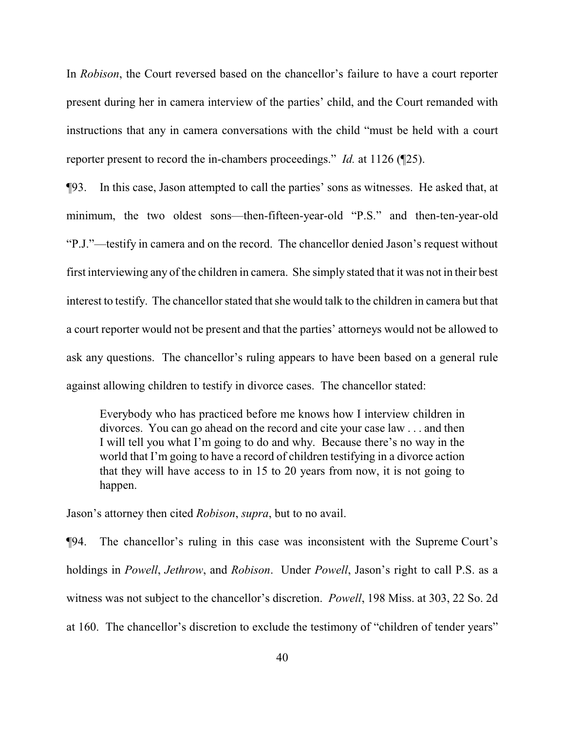In *Robison*, the Court reversed based on the chancellor's failure to have a court reporter present during her in camera interview of the parties' child, and the Court remanded with instructions that any in camera conversations with the child "must be held with a court reporter present to record the in-chambers proceedings." *Id.* at 1126 (¶25).

¶93. In this case, Jason attempted to call the parties' sons as witnesses. He asked that, at minimum, the two oldest sons—then-fifteen-year-old "P.S." and then-ten-year-old "P.J."—testify in camera and on the record. The chancellor denied Jason's request without first interviewing any of the children in camera. She simply stated that it was not in their best interest to testify. The chancellor stated that she would talk to the children in camera but that a court reporter would not be present and that the parties' attorneys would not be allowed to ask any questions. The chancellor's ruling appears to have been based on a general rule against allowing children to testify in divorce cases. The chancellor stated:

> Everybody who has practiced before me knows how I interview children in divorces. You can go ahead on the record and cite your case law . . . and then I will tell you what I'm going to do and why. Because there's no way in the world that I'm going to have a record of children testifying in a divorce action that they will have access to in 15 to 20 years from now, it is not going to happen.

Jason's attorney then cited *Robison*, *supra*, but to no avail.

¶94. The chancellor's ruling in this case was inconsistent with the Supreme Court's holdings in *Powell*, *Jethrow*, and *Robison*. Under *Powell*, Jason's right to call P.S. as a witness was not subject to the chancellor's discretion. *Powell*, 198 Miss. at 303, 22 So. 2d at 160. The chancellor's discretion to exclude the testimony of "children of tender years"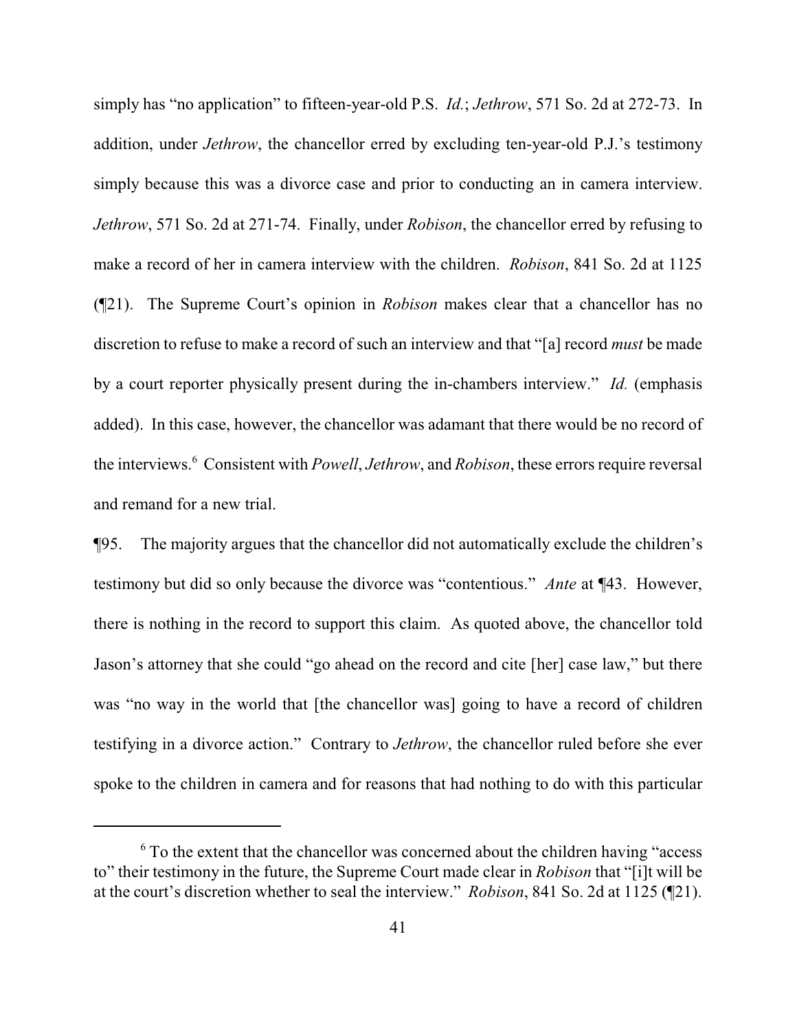simply has "no application" to fifteen-year-old P.S. *Id.*; *Jethrow*, 571 So. 2d at 272-73. In addition, under *Jethrow*, the chancellor erred by excluding ten-year-old P.J.'s testimony simply because this was a divorce case and prior to conducting an in camera interview. *Jethrow*, 571 So. 2d at 271-74. Finally, under *Robison*, the chancellor erred by refusing to make a record of her in camera interview with the children. *Robison*, 841 So. 2d at 1125 (¶21). The Supreme Court's opinion in *Robison* makes clear that a chancellor has no discretion to refuse to make a record of such an interview and that "[a] record *must* be made by a court reporter physically present during the in-chambers interview." *Id.* (emphasis added). In this case, however, the chancellor was adamant that there would be no record of the interviews.[6] Consistent with *Powell*, *Jethrow*, and *Robison*, these errors require reversal and remand for a new trial.

¶95. The majority argues that the chancellor did not automatically exclude the children's testimony but did so only because the divorce was "contentious." *Ante* at ¶43. However, there is nothing in the record to support this claim. As quoted above, the chancellor told Jason's attorney that she could "go ahead on the record and cite [her] case law," but there was "no way in the world that [the chancellor was] going to have a record of children testifying in a divorce action." Contrary to *Jethrow*, the chancellor ruled before she ever spoke to the children in camera and for reasons that had nothing to do with this particular

[6] To the extent that the chancellor was concerned about the children having "access to" their testimony in the future, the Supreme Court made clear in *Robison* that "[i]t will be at the court's discretion whether to seal the interview." *Robison*, 841 So. 2d at 1125 (¶21).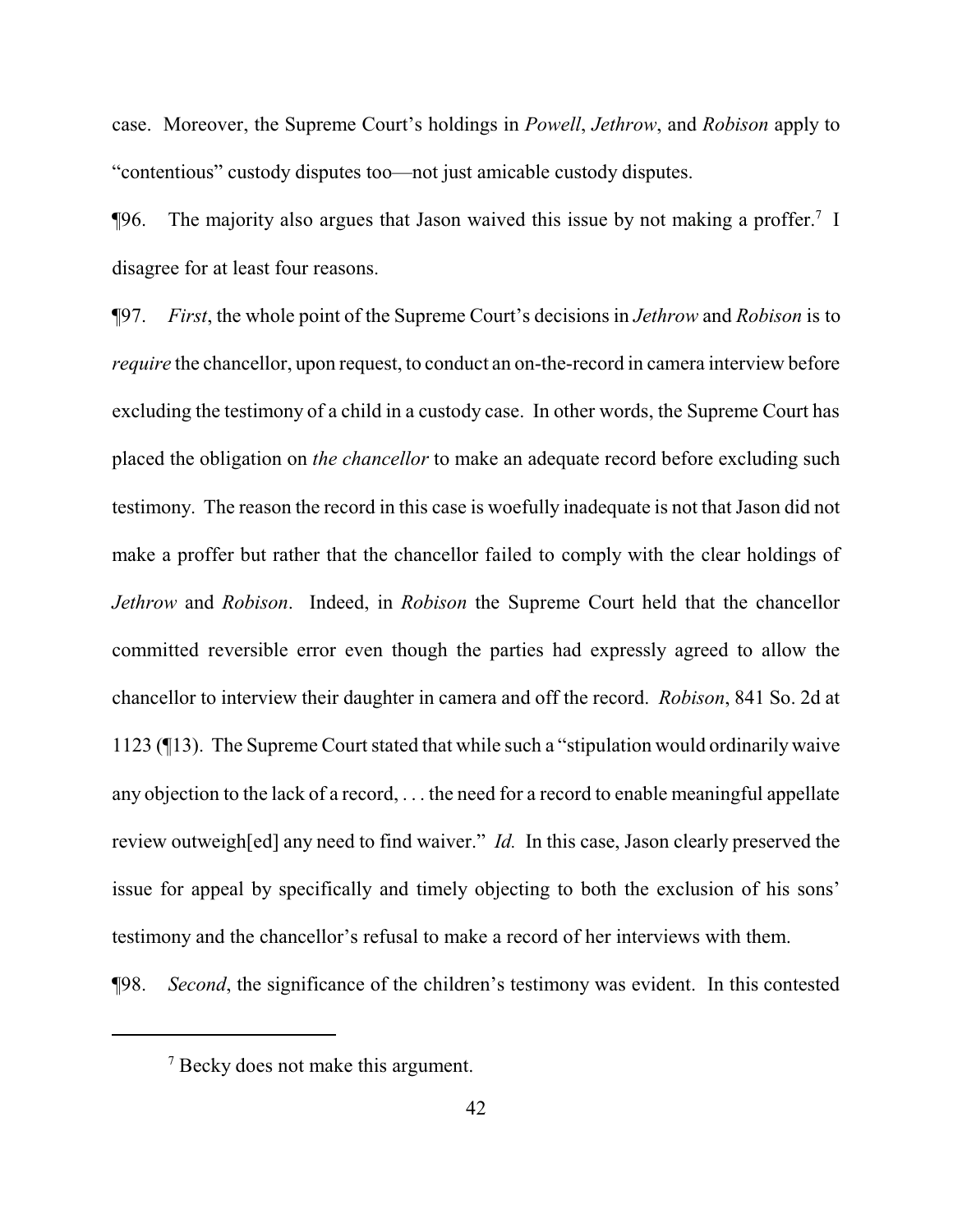case. Moreover, the Supreme Court's holdings in *Powell*, *Jethrow*, and *Robison* apply to "contentious" custody disputes too—not just amicable custody disputes.

¶96. The majority also argues that Jason waived this issue by not making a proffer.[7] I disagree for at least four reasons.

¶97. *First*, the whole point of the Supreme Court's decisions in *Jethrow* and *Robison* is to *require* the chancellor, upon request, to conduct an on-the-record in camera interview before excluding the testimony of a child in a custody case. In other words, the Supreme Court has placed the obligation on *the chancellor* to make an adequate record before excluding such testimony. The reason the record in this case is woefully inadequate is not that Jason did not make a proffer but rather that the chancellor failed to comply with the clear holdings of *Jethrow* and *Robison*. Indeed, in *Robison* the Supreme Court held that the chancellor committed reversible error even though the parties had expressly agreed to allow the chancellor to interview their daughter in camera and off the record. *Robison*, 841 So. 2d at 1123 (¶13). The Supreme Court stated that while such a "stipulation would ordinarily waive any objection to the lack of a record, . . . the need for a record to enable meaningful appellate review outweigh[ed] any need to find waiver." *Id.* In this case, Jason clearly preserved the issue for appeal by specifically and timely objecting to both the exclusion of his sons' testimony and the chancellor's refusal to make a record of her interviews with them.

¶98. *Second*, the significance of the children's testimony was evident. In this contested

---

[7] Becky does not make this argument.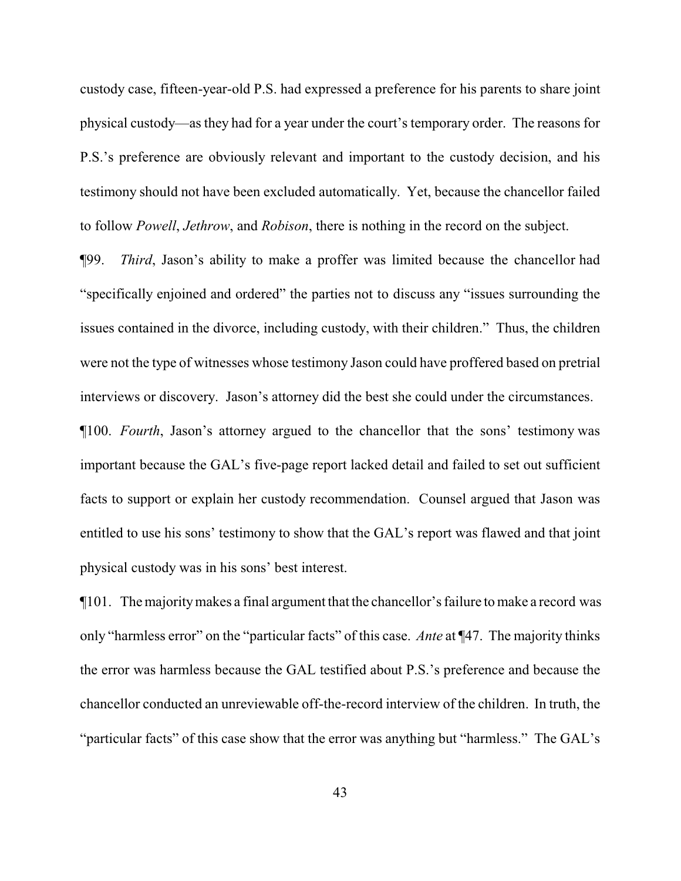custody case, fifteen-year-old P.S. had expressed a preference for his parents to share joint physical custody—as they had for a year under the court's temporary order. The reasons for P.S.'s preference are obviously relevant and important to the custody decision, and his testimony should not have been excluded automatically. Yet, because the chancellor failed to follow *Powell*, *Jethrow*, and *Robison*, there is nothing in the record on the subject.

¶99. *Third*, Jason's ability to make a proffer was limited because the chancellor had "specifically enjoined and ordered" the parties not to discuss any "issues surrounding the issues contained in the divorce, including custody, with their children." Thus, the children were not the type of witnesses whose testimony Jason could have proffered based on pretrial interviews or discovery. Jason's attorney did the best she could under the circumstances.

¶100. *Fourth*, Jason's attorney argued to the chancellor that the sons' testimony was important because the GAL's five-page report lacked detail and failed to set out sufficient facts to support or explain her custody recommendation. Counsel argued that Jason was entitled to use his sons' testimony to show that the GAL's report was flawed and that joint physical custody was in his sons' best interest.

¶101. The majority makes a final argument that the chancellor's failure to make a record was only "harmless error" on the "particular facts" of this case. *Ante* at ¶47. The majority thinks the error was harmless because the GAL testified about P.S.'s preference and because the chancellor conducted an unreviewable off-the-record interview of the children. In truth, the "particular facts" of this case show that the error was anything but "harmless." The GAL's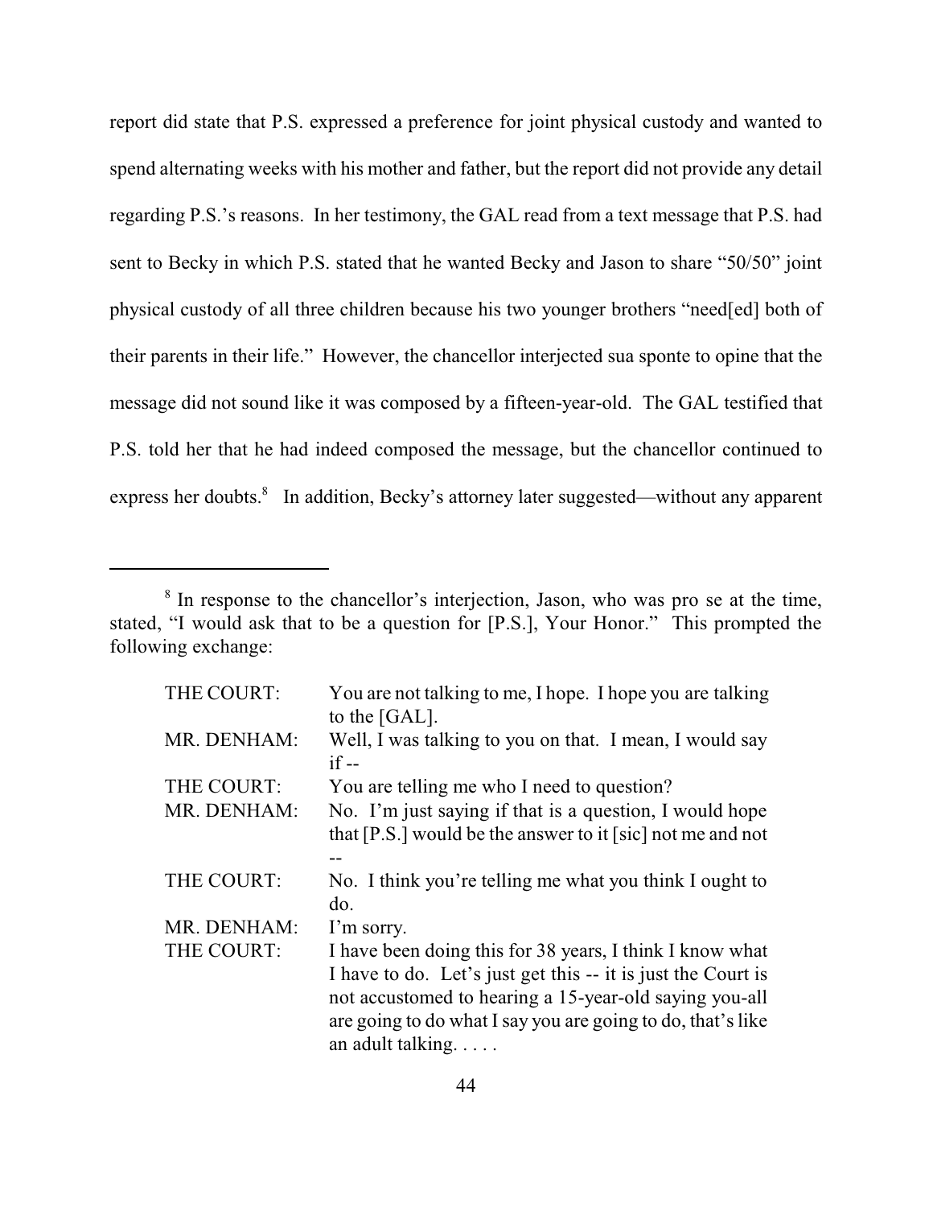report did state that P.S. expressed a preference for joint physical custody and wanted to spend alternating weeks with his mother and father, but the report did not provide any detail regarding P.S.'s reasons. In her testimony, the GAL read from a text message that P.S. had sent to Becky in which P.S. stated that he wanted Becky and Jason to share "50/50" joint physical custody of all three children because his two younger brothers "need[ed] both of their parents in their life." However, the chancellor interjected sua sponte to opine that the message did not sound like it was composed by a fifteen-year-old. The GAL testified that P.S. told her that he had indeed composed the message, but the chancellor continued to express her doubts.[8] In addition, Becky's attorney later suggested—without any apparent

---

[8] In response to the chancellor's interjection, Jason, who was pro se at the time, stated, "I would ask that to be a question for [P.S.], Your Honor." This prompted the following exchange:

| | |
|---|---|
| THE COURT: | You are not talking to me, I hope. I hope you are talking to the [GAL]. |
| MR. DENHAM: | Well, I was talking to you on that. I mean, I would say if -- |
| THE COURT: | You are telling me who I need to question? |
| MR. DENHAM: | No. I'm just saying if that is a question, I would hope that [P.S.] would be the answer to it [sic] not me and not -- |
| THE COURT: | No. I think you're telling me what you think I ought to do. |
| MR. DENHAM: | I'm sorry. |
| THE COURT: | I have been doing this for 38 years, I think I know what I have to do. Let's just get this -- it is just the Court is not accustomed to hearing a 15-year-old saying you-all are going to do what I say you are going to do, that's like an adult talking. . . . . |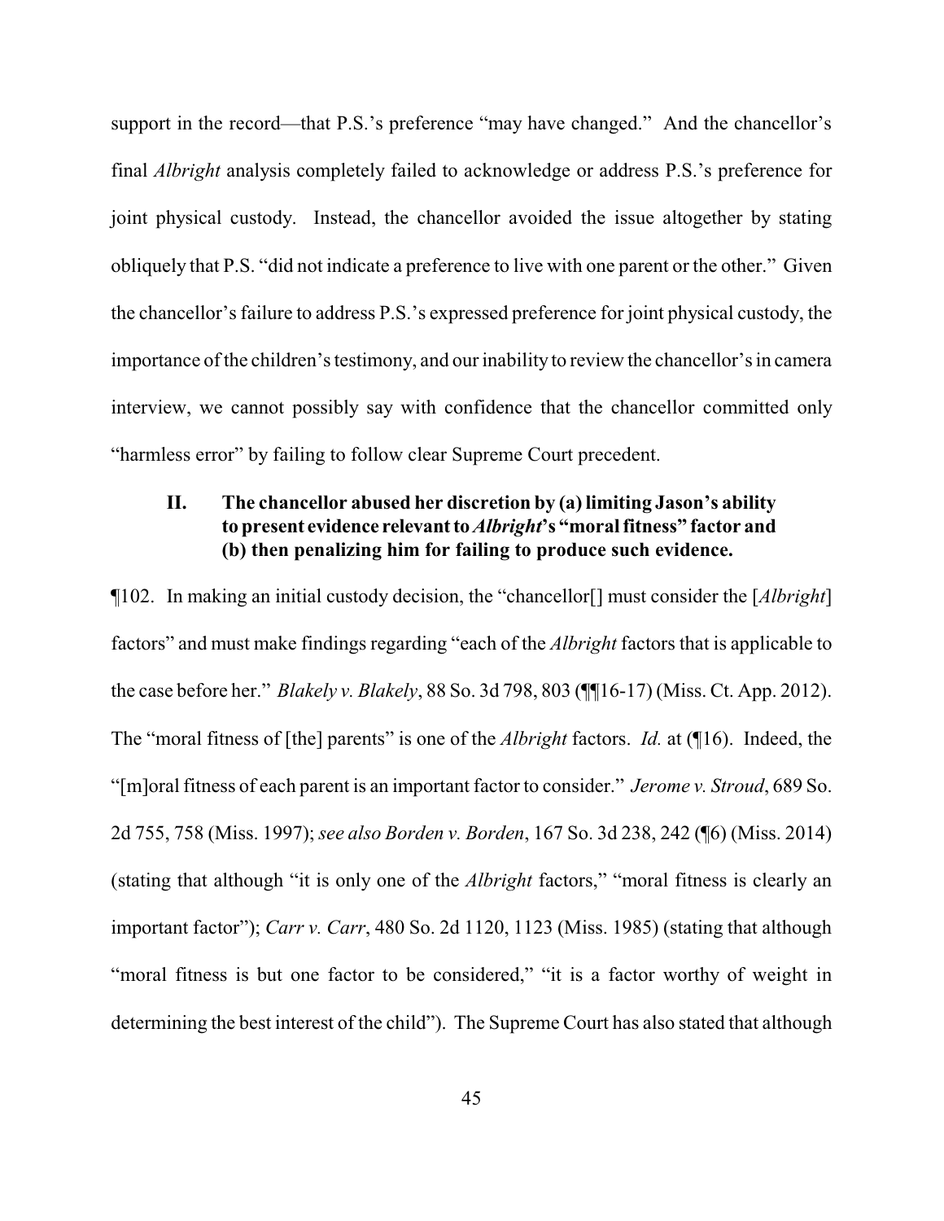support in the record—that P.S.'s preference "may have changed." And the chancellor's final *Albright* analysis completely failed to acknowledge or address P.S.'s preference for joint physical custody. Instead, the chancellor avoided the issue altogether by stating obliquely that P.S. "did not indicate a preference to live with one parent or the other." Given the chancellor's failure to address P.S.'s expressed preference for joint physical custody, the importance of the children's testimony, and our inability to review the chancellor's in camera interview, we cannot possibly say with confidence that the chancellor committed only "harmless error" by failing to follow clear Supreme Court precedent.

### II. The chancellor abused her discretion by (a) limiting Jason's ability to present evidence relevant to *Albright*'s "moral fitness" factor and (b) then penalizing him for failing to produce such evidence.

¶102. In making an initial custody decision, the "chancellor[] must consider the [*Albright*] factors" and must make findings regarding "each of the *Albright* factors that is applicable to the case before her." *Blakely v. Blakely*, 88 So. 3d 798, 803 (¶¶16-17) (Miss. Ct. App. 2012). The "moral fitness of [the] parents" is one of the *Albright* factors. *Id.* at (¶16). Indeed, the "[m]oral fitness of each parent is an important factor to consider." *Jerome v. Stroud*, 689 So. 2d 755, 758 (Miss. 1997); *see also Borden v. Borden*, 167 So. 3d 238, 242 (¶6) (Miss. 2014) (stating that although "it is only one of the *Albright* factors," "moral fitness is clearly an important factor"); *Carr v. Carr*, 480 So. 2d 1120, 1123 (Miss. 1985) (stating that although "moral fitness is but one factor to be considered," "it is a factor worthy of weight in determining the best interest of the child"). The Supreme Court has also stated that although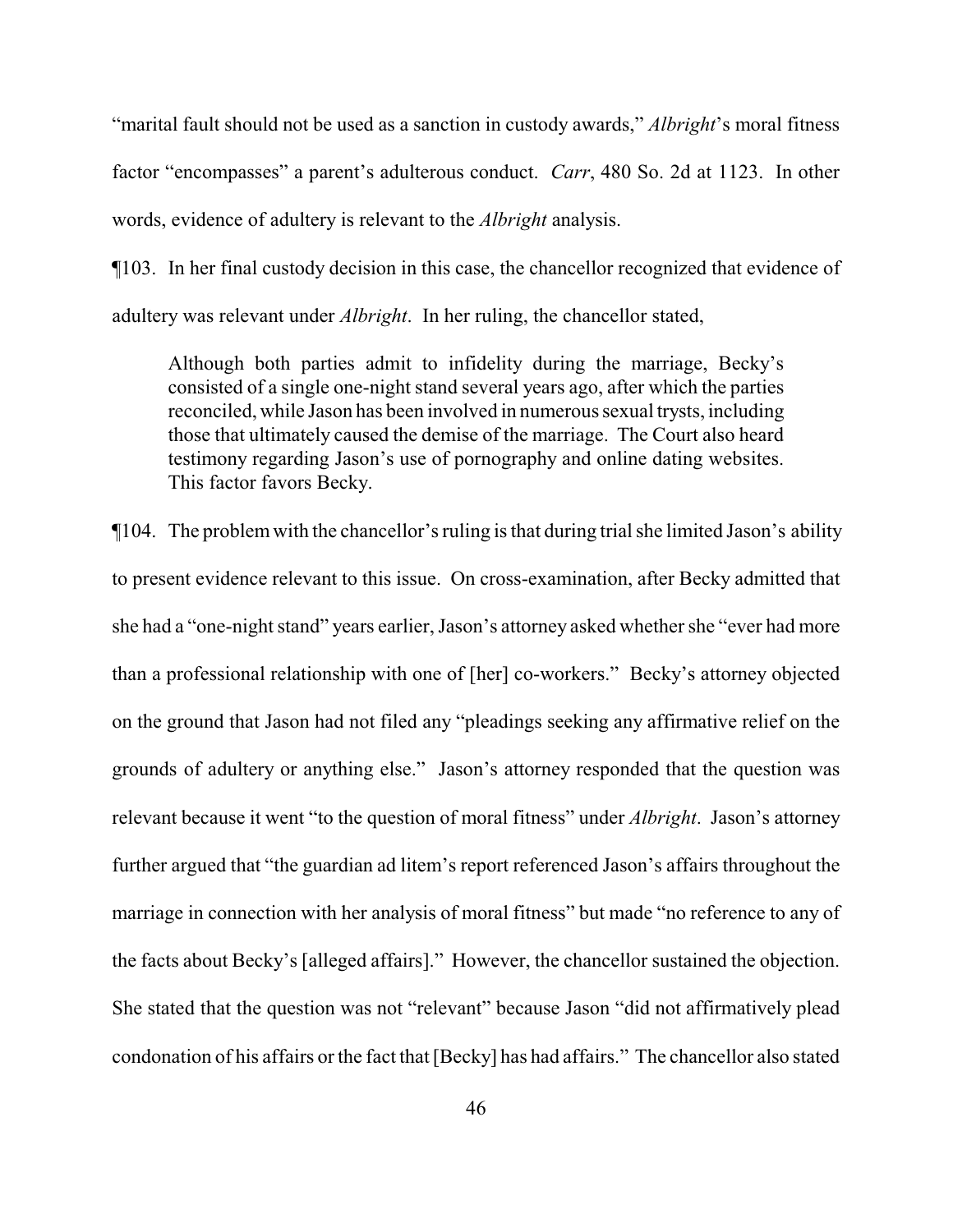"marital fault should not be used as a sanction in custody awards," *Albright*'s moral fitness factor "encompasses" a parent's adulterous conduct. *Carr*, 480 So. 2d at 1123. In other words, evidence of adultery is relevant to the *Albright* analysis.

¶103. In her final custody decision in this case, the chancellor recognized that evidence of adultery was relevant under *Albright*. In her ruling, the chancellor stated,

> Although both parties admit to infidelity during the marriage, Becky's consisted of a single one-night stand several years ago, after which the parties reconciled, while Jason has been involved in numerous sexual trysts, including those that ultimately caused the demise of the marriage. The Court also heard testimony regarding Jason's use of pornography and online dating websites. This factor favors Becky.

¶104. The problem with the chancellor's ruling is that during trial she limited Jason's ability to present evidence relevant to this issue. On cross-examination, after Becky admitted that she had a "one-night stand" years earlier, Jason's attorney asked whether she "ever had more than a professional relationship with one of [her] co-workers." Becky's attorney objected on the ground that Jason had not filed any "pleadings seeking any affirmative relief on the grounds of adultery or anything else." Jason's attorney responded that the question was relevant because it went "to the question of moral fitness" under *Albright*. Jason's attorney further argued that "the guardian ad litem's report referenced Jason's affairs throughout the marriage in connection with her analysis of moral fitness" but made "no reference to any of the facts about Becky's [alleged affairs]." However, the chancellor sustained the objection. She stated that the question was not "relevant" because Jason "did not affirmatively plead condonation of his affairs or the fact that [Becky] has had affairs." The chancellor also stated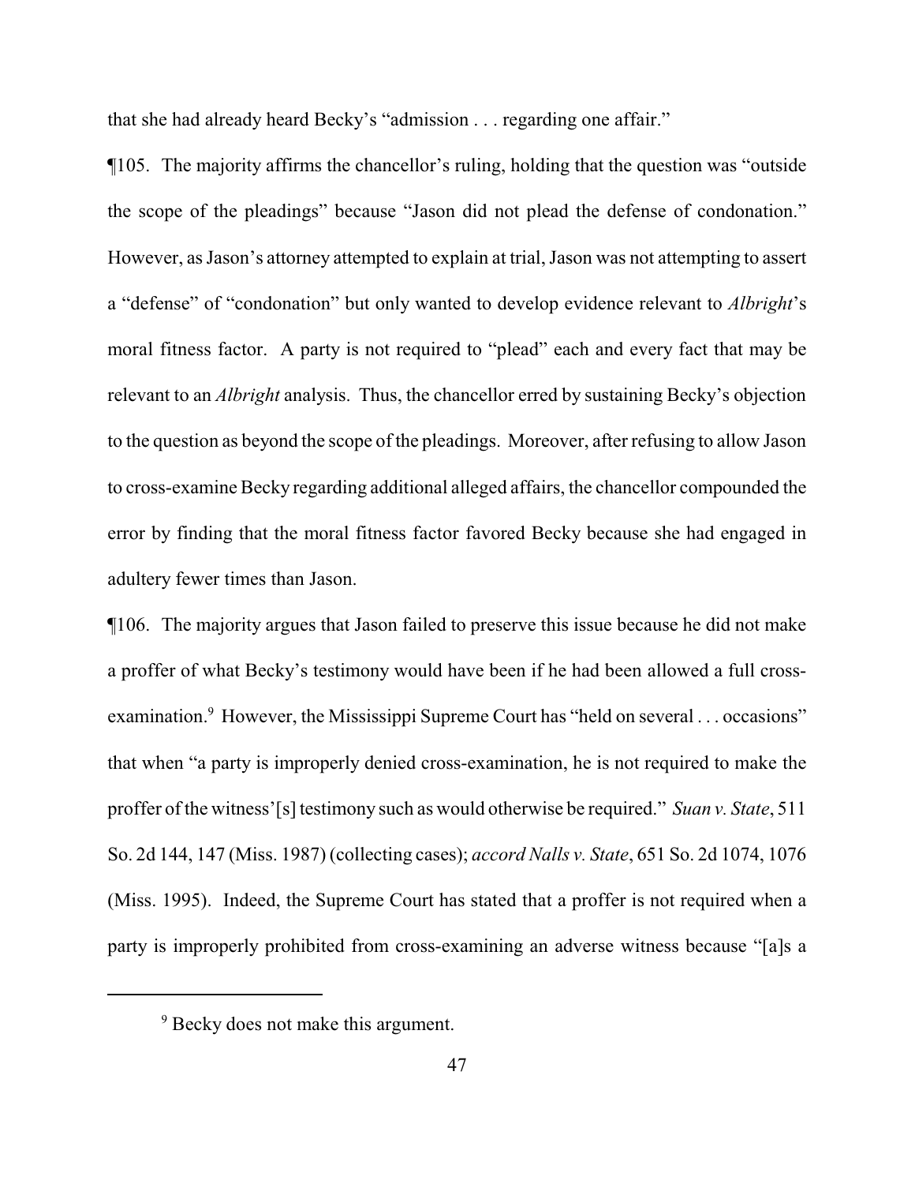that she had already heard Becky's "admission . . . regarding one affair."

¶105. The majority affirms the chancellor's ruling, holding that the question was "outside the scope of the pleadings" because "Jason did not plead the defense of condonation." However, as Jason's attorney attempted to explain at trial, Jason was not attempting to assert a "defense" of "condonation" but only wanted to develop evidence relevant to *Albright*'s moral fitness factor. A party is not required to "plead" each and every fact that may be relevant to an *Albright* analysis. Thus, the chancellor erred by sustaining Becky's objection to the question as beyond the scope of the pleadings. Moreover, after refusing to allow Jason to cross-examine Becky regarding additional alleged affairs, the chancellor compounded the error by finding that the moral fitness factor favored Becky because she had engaged in adultery fewer times than Jason.

¶106. The majority argues that Jason failed to preserve this issue because he did not make a proffer of what Becky's testimony would have been if he had been allowed a full cross-examination.[9] However, the Mississippi Supreme Court has "held on several . . . occasions" that when "a party is improperly denied cross-examination, he is not required to make the proffer of the witness'[s] testimony such as would otherwise be required." *Suan v. State*, 511 So. 2d 144, 147 (Miss. 1987) (collecting cases); *accord Nalls v. State*, 651 So. 2d 1074, 1076 (Miss. 1995). Indeed, the Supreme Court has stated that a proffer is not required when a party is improperly prohibited from cross-examining an adverse witness because "[a]s a

---

[9] Becky does not make this argument.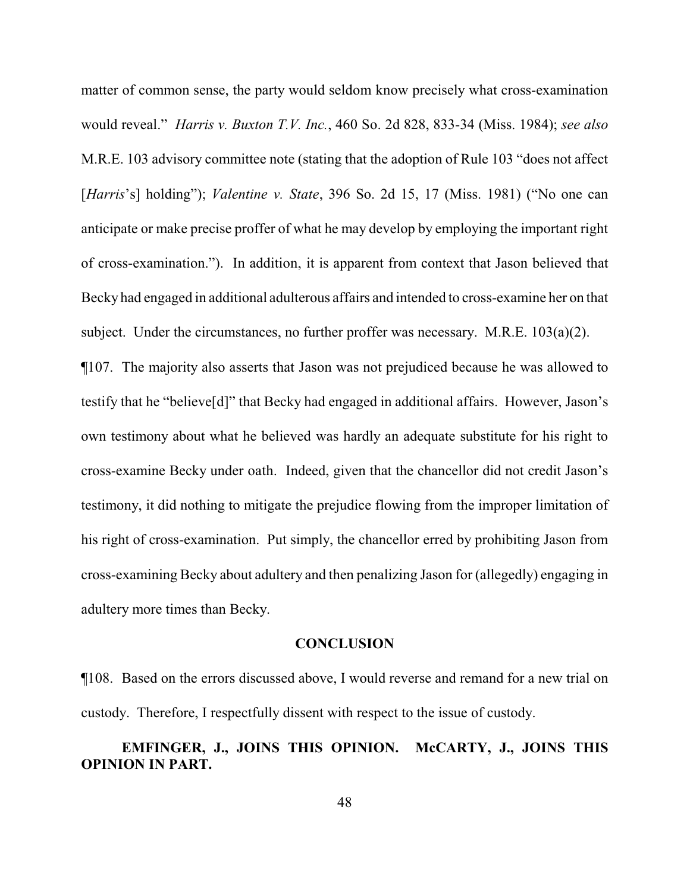matter of common sense, the party would seldom know precisely what cross-examination would reveal." *Harris v. Buxton T.V. Inc.*, 460 So. 2d 828, 833-34 (Miss. 1984); *see also* M.R.E. 103 advisory committee note (stating that the adoption of Rule 103 "does not affect [*Harris*'s] holding"); *Valentine v. State*, 396 So. 2d 15, 17 (Miss. 1981) ("No one can anticipate or make precise proffer of what he may develop by employing the important right of cross-examination."). In addition, it is apparent from context that Jason believed that Becky had engaged in additional adulterous affairs and intended to cross-examine her on that subject. Under the circumstances, no further proffer was necessary. M.R.E. 103(a)(2).

¶107. The majority also asserts that Jason was not prejudiced because he was allowed to testify that he "believe[d]" that Becky had engaged in additional affairs. However, Jason's own testimony about what he believed was hardly an adequate substitute for his right to cross-examine Becky under oath. Indeed, given that the chancellor did not credit Jason's testimony, it did nothing to mitigate the prejudice flowing from the improper limitation of his right of cross-examination. Put simply, the chancellor erred by prohibiting Jason from cross-examining Becky about adultery and then penalizing Jason for (allegedly) engaging in adultery more times than Becky.

## CONCLUSION

¶108. Based on the errors discussed above, I would reverse and remand for a new trial on custody. Therefore, I respectfully dissent with respect to the issue of custody.

**EMFINGER, J., JOINS THIS OPINION. McCARTY, J., JOINS THIS OPINION IN PART.**